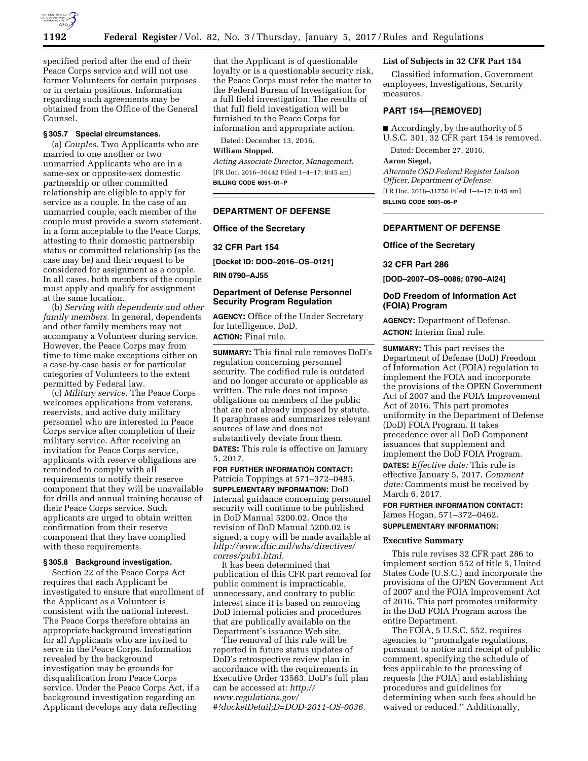specified period after the end of their Peace Corps service and will not use former Volunteers for certain purposes or in certain positions. Information regarding such agreements may be obtained from the Office of the General Counsel.

### § 305.7 Special circumstances.

(a) *Couples.* Two Applicants who are married to one another or two unmarried Applicants who are in a same-sex or opposite-sex domestic partnership or other committed relationship are eligible to apply for service as a couple. In the case of an unmarried couple, each member of the couple must provide a sworn statement, in a form acceptable to the Peace Corps, attesting to their domestic partnership status or committed relationship (as the case may be) and their request to be considered for assignment as a couple. In all cases, both members of the couple must apply and qualify for assignment at the same location.

(b) *Serving with dependents and other family members.* In general, dependents and other family members may not accompany a Volunteer during service. However, the Peace Corps may from time to time make exceptions either on a case-by-case basis or for particular categories of Volunteers to the extent permitted by Federal law.

(c) *Military service.* The Peace Corps welcomes applications from veterans, reservists, and active duty military personnel who are interested in Peace Corps service after completion of their military service. After receiving an invitation for Peace Corps service, applicants with reserve obligations are reminded to comply with all requirements to notify their reserve component that they will be unavailable for drills and annual training because of their Peace Corps service. Such applicants are urged to obtain written confirmation from their reserve component that they have complied with these requirements.

### § 305.8 Background investigation.

Section 22 of the Peace Corps Act requires that each Applicant be investigated to ensure that enrollment of the Applicant as a Volunteer is consistent with the national interest. The Peace Corps therefore obtains an appropriate background investigation for all Applicants who are invited to serve in the Peace Corps. Information revealed by the background investigation may be grounds for disqualification from Peace Corps service. Under the Peace Corps Act, if a background investigation regarding an Applicant develops any data reflecting that the Applicant is of questionable loyalty or is a questionable security risk, the Peace Corps must refer the matter to the Federal Bureau of Investigation for a full field investigation. The results of that full field investigation will be furnished to the Peace Corps for information and appropriate action.

Dated: December 13, 2016.

**William Stoppel,**

*Acting Associate Director, Management.*

[FR Doc. 2016–30442 Filed 1–4–17; 8:45 am]

**BILLING CODE 6051–01–P**

---

## DEPARTMENT OF DEFENSE

### Office of the Secretary

### 32 CFR Part 154

**[Docket ID: DOD–2016–OS–0121]**

**RIN 0790–AJ55**

### Department of Defense Personnel Security Program Regulation

**AGENCY:** Office of the Under Secretary for Intelligence, DoD.

**ACTION:** Final rule.

**SUMMARY:** This final rule removes DoD's regulation concerning personnel security. The codified rule is outdated and no longer accurate or applicable as written. The rule does not impose obligations on members of the public that are not already imposed by statute. It paraphrases and summarizes relevant sources of law and does not substantively deviate from them.

**DATES:** This rule is effective on January 5, 2017.

**FOR FURTHER INFORMATION CONTACT:** Patricia Toppings at 571–372–0485.

**SUPPLEMENTARY INFORMATION:** DoD internal guidance concerning personnel security will continue to be published in DoD Manual 5200.02. Once the revision of DoD Manual 5200.02 is signed, a copy will be made available at *http://www.dtic.mil/whs/directives/corres/pub1.html.*

It has been determined that publication of this CFR part removal for public comment is impracticable, unnecessary, and contrary to public interest since it is based on removing DoD internal policies and procedures that are publically available on the Department's issuance Web site.

The removal of this rule will be reported in future status updates of DoD's retrospective review plan in accordance with the requirements in Executive Order 13563. DoD's full plan can be accessed at: *http://www.regulations.gov/#!docketDetail;D=DOD-2011-OS-0036.*

#### List of Subjects in 32 CFR Part 154

Classified information, Government employees, Investigations, Security measures.

### PART 154—[REMOVED]

■ Accordingly, by the authority of 5 U.S.C. 301, 32 CFR part 154 is removed.

Dated: December 27, 2016.

**Aaron Siegel,**

*Alternate OSD Federal Register Liaison Officer, Department of Defense.*

[FR Doc. 2016–31756 Filed 1–4–17; 8:45 am]

**BILLING CODE 5001–06–P**

---

## DEPARTMENT OF DEFENSE

### Office of the Secretary

### 32 CFR Part 286

**[DOD–2007–OS–0086; 0790–AI24]**

### DoD Freedom of Information Act (FOIA) Program

**AGENCY:** Department of Defense.

**ACTION:** Interim final rule.

**SUMMARY:** This part revises the Department of Defense (DoD) Freedom of Information Act (FOIA) regulation to implement the FOIA and incorporate the provisions of the OPEN Government Act of 2007 and the FOIA Improvement Act of 2016. This part promotes uniformity in the Department of Defense (DoD) FOIA Program. It takes precedence over all DoD Component issuances that supplement and implement the DoD FOIA Program.

**DATES:** *Effective date:* This rule is effective January 5, 2017. *Comment date:* Comments must be received by March 6, 2017.

**FOR FURTHER INFORMATION CONTACT:** James Hogan, 571–372–0462.

**SUPPLEMENTARY INFORMATION:**

#### Executive Summary

This rule revises 32 CFR part 286 to implement section 552 of title 5, United States Code (U.S.C.) and incorporate the provisions of the OPEN Government Act of 2007 and the FOIA Improvement Act of 2016. This part promotes uniformity in the DoD FOIA Program across the entire Department.

The FOIA, 5 U.S.C. 552, requires agencies to ''promulgate regulations, pursuant to notice and receipt of public comment, specifying the schedule of fees applicable to the processing of requests [the FOIA] and establishing procedures and guidelines for determining when such fees should be waived or reduced.'' Additionally,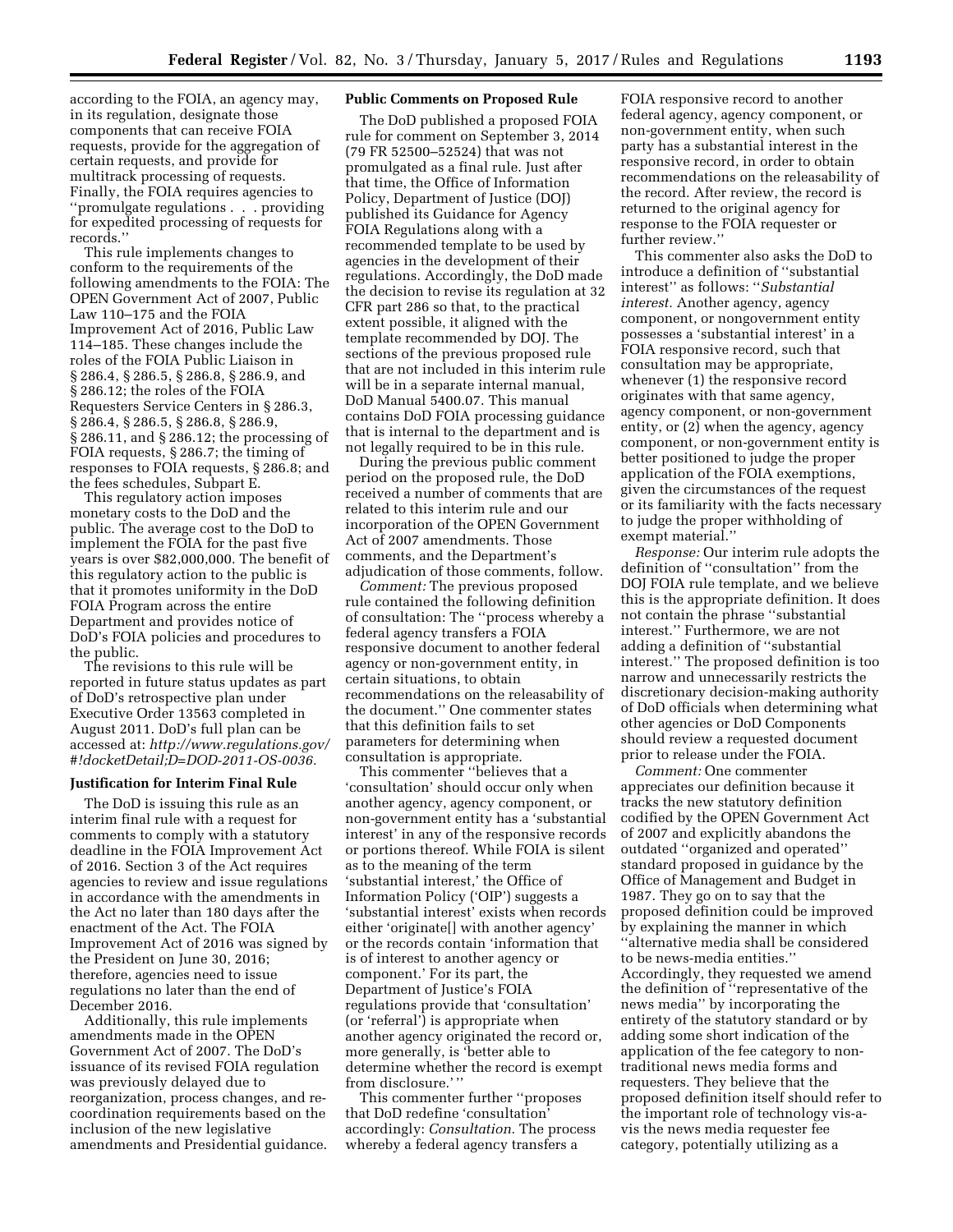according to the FOIA, an agency may, in its regulation, designate those components that can receive FOIA requests, provide for the aggregation of certain requests, and provide for multitrack processing of requests. Finally, the FOIA requires agencies to ''promulgate regulations . . . providing for expedited processing of requests for records.''

This rule implements changes to conform to the requirements of the following amendments to the FOIA: The OPEN Government Act of 2007, Public Law 110–175 and the FOIA Improvement Act of 2016, Public Law 114–185. These changes include the roles of the FOIA Public Liaison in § 286.4, § 286.5, § 286.8, § 286.9, and § 286.12; the roles of the FOIA Requesters Service Centers in § 286.3, § 286.4, § 286.5, § 286.8, § 286.9, § 286.11, and § 286.12; the processing of FOIA requests, § 286.7; the timing of responses to FOIA requests, § 286.8; and the fees schedules, Subpart E.

This regulatory action imposes monetary costs to the DoD and the public. The average cost to the DoD to implement the FOIA for the past five years is over $82,000,000. The benefit of this regulatory action to the public is that it promotes uniformity in the DoD FOIA Program across the entire Department and provides notice of DoD's FOIA policies and procedures to the public.

The revisions to this rule will be reported in future status updates as part of DoD's retrospective plan under Executive Order 13563 completed in August 2011. DoD's full plan can be accessed at: *http://www.regulations.gov/#!docketDetail;D=DOD-2011-OS-0036.*

### Justification for Interim Final Rule

The DoD is issuing this rule as an interim final rule with a request for comments to comply with a statutory deadline in the FOIA Improvement Act of 2016. Section 3 of the Act requires agencies to review and issue regulations in accordance with the amendments in the Act no later than 180 days after the enactment of the Act. The FOIA Improvement Act of 2016 was signed by the President on June 30, 2016; therefore, agencies need to issue regulations no later than the end of December 2016.

Additionally, this rule implements amendments made in the OPEN Government Act of 2007. The DoD's issuance of its revised FOIA regulation was previously delayed due to reorganization, process changes, and re-coordination requirements based on the inclusion of the new legislative amendments and Presidential guidance.

### Public Comments on Proposed Rule

The DoD published a proposed FOIA rule for comment on September 3, 2014 (79 FR 52500–52524) that was not promulgated as a final rule. Just after that time, the Office of Information Policy, Department of Justice (DOJ) published its Guidance for Agency FOIA Regulations along with a recommended template to be used by agencies in the development of their regulations. Accordingly, the DoD made the decision to revise its regulation at 32 CFR part 286 so that, to the practical extent possible, it aligned with the template recommended by DOJ. The sections of the previous proposed rule that are not included in this interim rule will be in a separate internal manual, DoD Manual 5400.07. This manual contains DoD FOIA processing guidance that is internal to the department and is not legally required to be in this rule.

During the previous public comment period on the proposed rule, the DoD received a number of comments that are related to this interim rule and our incorporation of the OPEN Government Act of 2007 amendments. Those comments, and the Department's adjudication of those comments, follow.

*Comment:* The previous proposed rule contained the following definition of consultation: The ''process whereby a federal agency transfers a FOIA responsive document to another federal agency or non-government entity, in certain situations, to obtain recommendations on the releasability of the document.'' One commenter states that this definition fails to set parameters for determining when consultation is appropriate.

This commenter ''believes that a 'consultation' should occur only when another agency, agency component, or non-government entity has a 'substantial interest' in any of the responsive records or portions thereof. While FOIA is silent as to the meaning of the term 'substantial interest,' the Office of Information Policy ('OIP') suggests a 'substantial interest' exists when records either 'originate[] with another agency' or the records contain 'information that is of interest to another agency or component.' For its part, the Department of Justice's FOIA regulations provide that 'consultation' (or 'referral') is appropriate when another agency originated the record or, more generally, is 'better able to determine whether the record is exempt from disclosure.' ''

This commenter further ''proposes that DoD redefine 'consultation' accordingly: *Consultation.* The process whereby a federal agency transfers a FOIA responsive record to another federal agency, agency component, or non-government entity, when such party has a substantial interest in the responsive record, in order to obtain recommendations on the releasability of the record. After review, the record is returned to the original agency for response to the FOIA requester or further review.''

This commenter also asks the DoD to introduce a definition of ''substantial interest'' as follows: ''*Substantial interest.* Another agency, agency component, or nongovernment entity possesses a 'substantial interest' in a FOIA responsive record, such that consultation may be appropriate, whenever (1) the responsive record originates with that same agency, agency component, or non-government entity, or (2) when the agency, agency component, or non-government entity is better positioned to judge the proper application of the FOIA exemptions, given the circumstances of the request or its familiarity with the facts necessary to judge the proper withholding of exempt material.''

*Response:* Our interim rule adopts the definition of ''consultation'' from the DOJ FOIA rule template, and we believe this is the appropriate definition. It does not contain the phrase ''substantial interest.'' Furthermore, we are not adding a definition of ''substantial interest.'' The proposed definition is too narrow and unnecessarily restricts the discretionary decision-making authority of DoD officials when determining what other agencies or DoD Components should review a requested document prior to release under the FOIA.

*Comment:* One commenter appreciates our definition because it tracks the new statutory definition codified by the OPEN Government Act of 2007 and explicitly abandons the outdated ''organized and operated'' standard proposed in guidance by the Office of Management and Budget in 1987. They go on to say that the proposed definition could be improved by explaining the manner in which ''alternative media shall be considered to be news-media entities.'' Accordingly, they requested we amend the definition of ''representative of the news media'' by incorporating the entirety of the statutory standard or by adding some short indication of the application of the fee category to non-traditional news media forms and requesters. They believe that the proposed definition itself should refer to the important role of technology vis-a-vis the news media requester fee category, potentially utilizing as a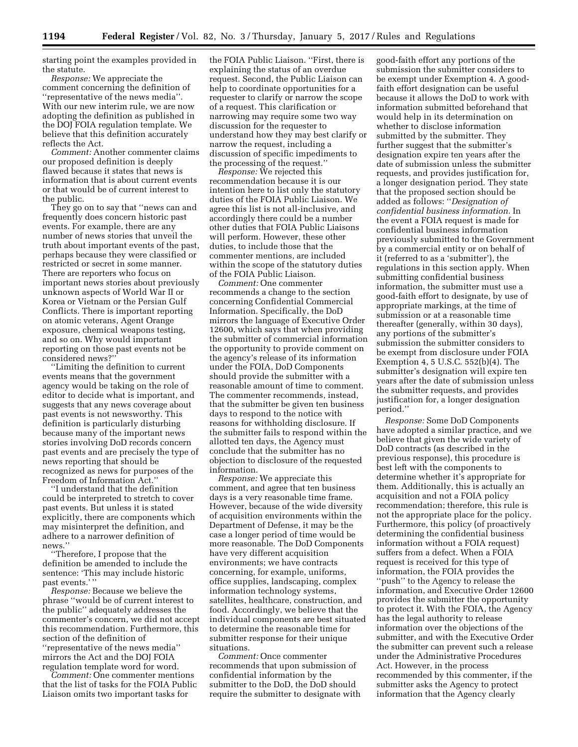starting point the examples provided in the statute.

*Response:* We appreciate the comment concerning the definition of ''representative of the news media''. With our new interim rule, we are now adopting the definition as published in the DOJ FOIA regulation template. We believe that this definition accurately reflects the Act.

*Comment:* Another commenter claims our proposed definition is deeply flawed because it states that news is information that is about current events or that would be of current interest to the public.

They go on to say that ''news can and frequently does concern historic past events. For example, there are any number of news stories that unveil the truth about important events of the past, perhaps because they were classified or restricted or secret in some manner. There are reporters who focus on important news stories about previously unknown aspects of World War II or Korea or Vietnam or the Persian Gulf Conflicts. There is important reporting on atomic veterans, Agent Orange exposure, chemical weapons testing, and so on. Why would important reporting on those past events not be considered news?''

''Limiting the definition to current events means that the government agency would be taking on the role of editor to decide what is important, and suggests that any news coverage about past events is not newsworthy. This definition is particularly disturbing because many of the important news stories involving DoD records concern past events and are precisely the type of news reporting that should be recognized as news for purposes of the Freedom of Information Act.''

''I understand that the definition could be interpreted to stretch to cover past events. But unless it is stated explicitly, there are components which may misinterpret the definition, and adhere to a narrower definition of news.''

''Therefore, I propose that the definition be amended to include the sentence: 'This may include historic past events.' ''

*Response:* Because we believe the phrase ''would be of current interest to the public'' adequately addresses the commenter's concern, we did not accept this recommendation. Furthermore, this section of the definition of ''representative of the news media'' mirrors the Act and the DOJ FOIA regulation template word for word.

*Comment:* One commenter mentions that the list of tasks for the FOIA Public Liaison omits two important tasks for the FOIA Public Liaison. ''First, there is explaining the status of an overdue request. Second, the Public Liaison can help to coordinate opportunities for a requester to clarify or narrow the scope of a request. This clarification or narrowing may require some two way discussion for the requester to understand how they may best clarify or narrow the request, including a discussion of specific impediments to the processing of the request.''

*Response:* We rejected this recommendation because it is our intention here to list only the statutory duties of the FOIA Public Liaison. We agree this list is not all-inclusive, and accordingly there could be a number other duties that FOIA Public Liaisons will perform. However, these other duties, to include those that the commenter mentions, are included within the scope of the statutory duties of the FOIA Public Liaison.

*Comment:* One commenter recommends a change to the section concerning Confidential Commercial Information. Specifically, the DoD mirrors the language of Executive Order 12600, which says that when providing the submitter of commercial information the opportunity to provide comment on the agency's release of its information under the FOIA, DoD Components should provide the submitter with a reasonable amount of time to comment. The commenter recommends, instead, that the submitter be given ten business days to respond to the notice with reasons for withholding disclosure. If the submitter fails to respond within the allotted ten days, the Agency must conclude that the submitter has no objection to disclosure of the requested information.

*Response:* We appreciate this comment, and agree that ten business days is a very reasonable time frame. However, because of the wide diversity of acquisition environments within the Department of Defense, it may be the case a longer period of time would be more reasonable. The DoD Components have very different acquisition environments; we have contracts concerning, for example, uniforms, office supplies, landscaping, complex information technology systems, satellites, healthcare, construction, and food. Accordingly, we believe that the individual components are best situated to determine the reasonable time for submitter response for their unique situations.

*Comment:* Once commenter recommends that upon submission of confidential information by the submitter to the DoD, the DoD should require the submitter to designate with good-faith effort any portions of the submission the submitter considers to be exempt under Exemption 4. A good-faith effort designation can be useful because it allows the DoD to work with information submitted beforehand that would help in its determination on whether to disclose information submitted by the submitter. They further suggest that the submitter's designation expire ten years after the date of submission unless the submitter requests, and provides justification for, a longer designation period. They state that the proposed section should be added as follows: ''*Designation of confidential business information.* In the event a FOIA request is made for confidential business information previously submitted to the Government by a commercial entity or on behalf of it (referred to as a 'submitter'), the regulations in this section apply. When submitting confidential business information, the submitter must use a good-faith effort to designate, by use of appropriate markings, at the time of submission or at a reasonable time thereafter (generally, within 30 days), any portions of the submitter's submission the submitter considers to be exempt from disclosure under FOIA Exemption 4, 5 U.S.C. 552(b)(4). The submitter's designation will expire ten years after the date of submission unless the submitter requests, and provides justification for, a longer designation period.''

*Response:* Some DoD Components have adopted a similar practice, and we believe that given the wide variety of DoD contracts (as described in the previous response), this procedure is best left with the components to determine whether it's appropriate for them. Additionally, this is actually an acquisition and not a FOIA policy recommendation; therefore, this rule is not the appropriate place for the policy. Furthermore, this policy (of proactively determining the confidential business information without a FOIA request) suffers from a defect. When a FOIA request is received for this type of information, the FOIA provides the ''push'' to the Agency to release the information, and Executive Order 12600 provides the submitter the opportunity to protect it. With the FOIA, the Agency has the legal authority to release information over the objections of the submitter, and with the Executive Order the submitter can prevent such a release under the Administrative Procedures Act. However, in the process recommended by this commenter, if the submitter asks the Agency to protect information that the Agency clearly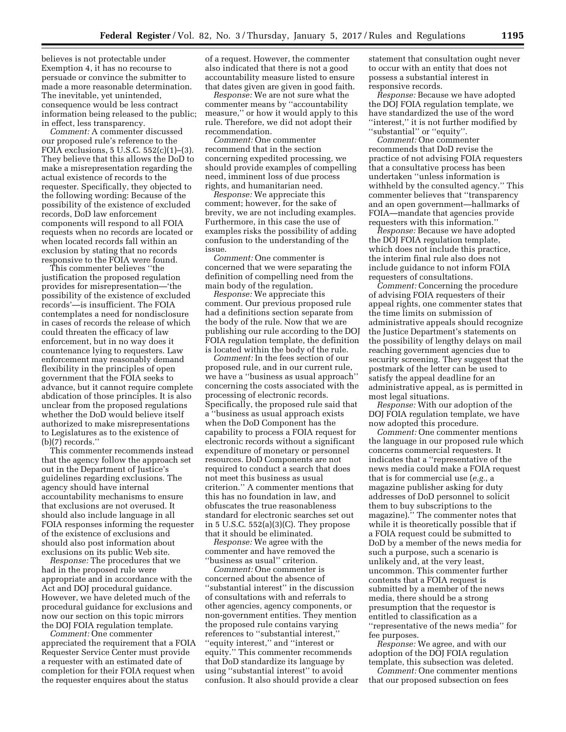believes is not protectable under Exemption 4, it has no recourse to persuade or convince the submitter to made a more reasonable determination. The inevitable, yet unintended, consequence would be less contract information being released to the public; in effect, less transparency.

*Comment:* A commenter discussed our proposed rule's reference to the FOIA exclusions, 5 U.S.C. 552(c)(1)–(3). They believe that this allows the DoD to make a misrepresentation regarding the actual existence of records to the requester. Specifically, they objected to the following wording: Because of the possibility of the existence of excluded records, DoD law enforcement components will respond to all FOIA requests when no records are located or when located records fall within an exclusion by stating that no records responsive to the FOIA were found.

This commenter believes ''the justification the proposed regulation provides for misrepresentation—'the possibility of the existence of excluded records'—is insufficient. The FOIA contemplates a need for nondisclosure in cases of records the release of which could threaten the efficacy of law enforcement, but in no way does it countenance lying to requesters. Law enforcement may reasonably demand flexibility in the principles of open government that the FOIA seeks to advance, but it cannot require complete abdication of those principles. It is also unclear from the proposed regulations whether the DoD would believe itself authorized to make misrepresentations to Legislatures as to the existence of (b)(7) records.''

This commenter recommends instead that the agency follow the approach set out in the Department of Justice's guidelines regarding exclusions. The agency should have internal accountability mechanisms to ensure that exclusions are not overused. It should also include language in all FOIA responses informing the requester of the existence of exclusions and should also post information about exclusions on its public Web site.

*Response:* The procedures that we had in the proposed rule were appropriate and in accordance with the Act and DOJ procedural guidance. However, we have deleted much of the procedural guidance for exclusions and now our section on this topic mirrors the DOJ FOIA regulation template.

*Comment:* One commenter appreciated the requirement that a FOIA Requester Service Center must provide a requester with an estimated date of completion for their FOIA request when the requester enquires about the status of a request. However, the commenter also indicated that there is not a good accountability measure listed to ensure that dates given are given in good faith.

*Response:* We are not sure what the commenter means by ''accountability measure,'' or how it would apply to this rule. Therefore, we did not adopt their recommendation.

*Comment:* One commenter recommend that in the section concerning expedited processing, we should provide examples of compelling need, imminent loss of due process rights, and humanitarian need.

*Response:* We appreciate this comment; however, for the sake of brevity, we are not including examples. Furthermore, in this case the use of examples risks the possibility of adding confusion to the understanding of the issue.

*Comment:* One commenter is concerned that we were separating the definition of compelling need from the main body of the regulation.

*Response:* We appreciate this comment. Our previous proposed rule had a definitions section separate from the body of the rule. Now that we are publishing our rule according to the DOJ FOIA regulation template, the definition is located within the body of the rule.

*Comment:* In the fees section of our proposed rule, and in our current rule, we have a ''business as usual approach'' concerning the costs associated with the processing of electronic records. Specifically, the proposed rule said that a ''business as usual approach exists when the DoD Component has the capability to process a FOIA request for electronic records without a significant expenditure of monetary or personnel resources. DoD Components are not required to conduct a search that does not meet this business as usual criterion.'' A commenter mentions that this has no foundation in law, and obfuscates the true reasonableness standard for electronic searches set out in 5 U.S.C. 552(a)(3)(C). They propose that it should be eliminated.

*Response:* We agree with the commenter and have removed the ''business as usual'' criterion.

*Comment:* One commenter is concerned about the absence of ''substantial interest'' in the discussion of consultations with and referrals to other agencies, agency components, or non-government entities. They mention the proposed rule contains varying references to ''substantial interest,'' ''equity interest,'' and ''interest or equity.'' This commenter recommends that DoD standardize its language by using ''substantial interest'' to avoid confusion. It also should provide a clear statement that consultation ought never to occur with an entity that does not possess a substantial interest in responsive records.

*Response:* Because we have adopted the DOJ FOIA regulation template, we have standardized the use of the word ''interest,'' it is not further modified by ''substantial'' or ''equity''.

*Comment:* One commenter recommends that DoD revise the practice of not advising FOIA requesters that a consultative process has been undertaken ''unless information is withheld by the consulted agency.'' This commenter believes that ''transparency and an open government—hallmarks of FOIA—mandate that agencies provide requesters with this information.''

*Response:* Because we have adopted the DOJ FOIA regulation template, which does not include this practice, the interim final rule also does not include guidance to not inform FOIA requesters of consultations.

*Comment:* Concerning the procedure of advising FOIA requesters of their appeal rights, one commenter states that the time limits on submission of administrative appeals should recognize the Justice Department's statements on the possibility of lengthy delays on mail reaching government agencies due to security screening. They suggest that the postmark of the letter can be used to satisfy the appeal deadline for an administrative appeal, as is permitted in most legal situations.

*Response:* With our adoption of the DOJ FOIA regulation template, we have now adopted this procedure.

*Comment:* One commenter mentions the language in our proposed rule which concerns commercial requesters. It indicates that a ''representative of the news media could make a FOIA request that is for commercial use (*e.g.,* a magazine publisher asking for duty addresses of DoD personnel to solicit them to buy subscriptions to the magazine).'' The commenter notes that while it is theoretically possible that if a FOIA request could be submitted to DoD by a member of the news media for such a purpose, such a scenario is unlikely and, at the very least, uncommon. This commenter further contents that a FOIA request is submitted by a member of the news media, there should be a strong presumption that the requestor is entitled to classification as a ''representative of the news media'' for fee purposes.

*Response:* We agree, and with our adoption of the DOJ FOIA regulation template, this subsection was deleted.

*Comment:* One commenter mentions that our proposed subsection on fees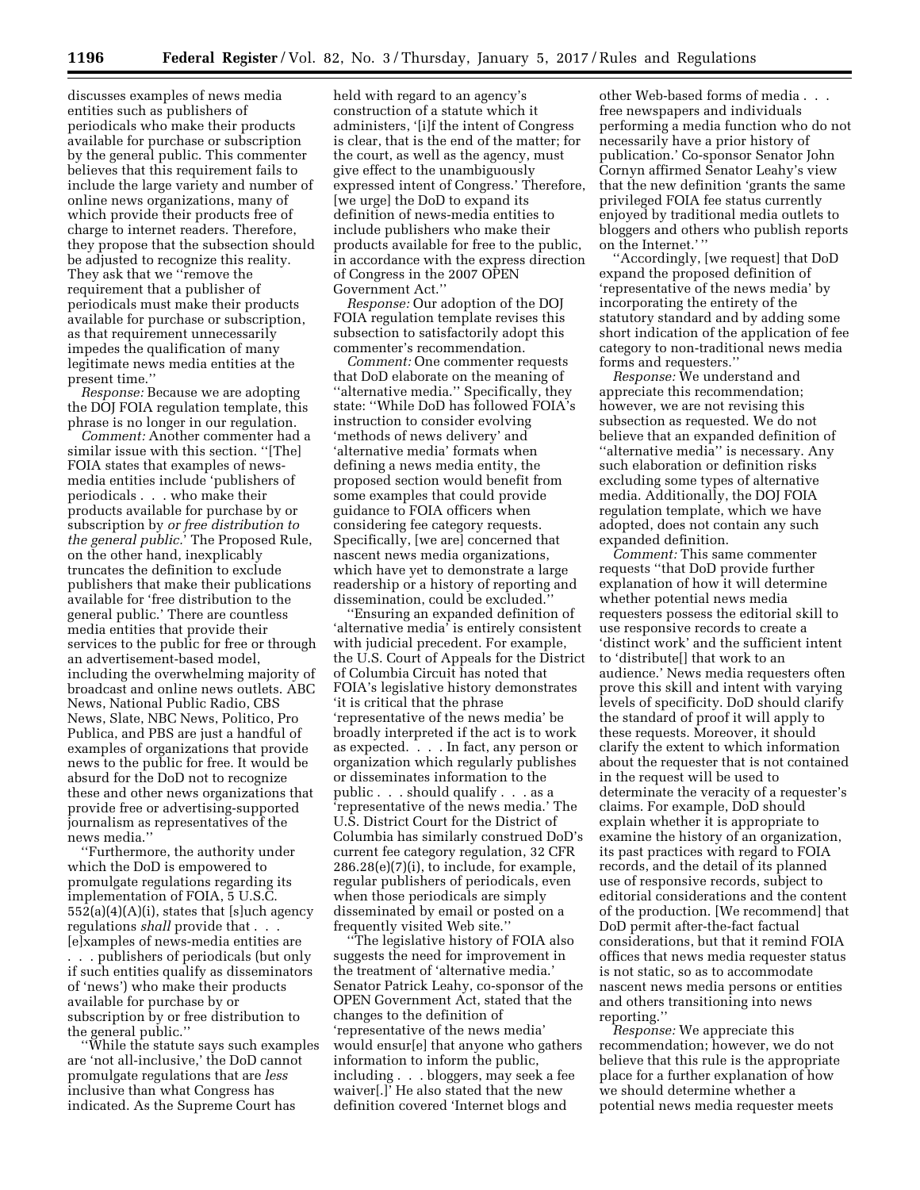discusses examples of news media entities such as publishers of periodicals who make their products available for purchase or subscription by the general public. This commenter believes that this requirement fails to include the large variety and number of online news organizations, many of which provide their products free of charge to internet readers. Therefore, they propose that the subsection should be adjusted to recognize this reality. They ask that we ''remove the requirement that a publisher of periodicals must make their products available for purchase or subscription, as that requirement unnecessarily impedes the qualification of many legitimate news media entities at the present time.''

*Response:* Because we are adopting the DOJ FOIA regulation template, this phrase is no longer in our regulation.

*Comment:* Another commenter had a similar issue with this section. ''[The] FOIA states that examples of news-media entities include 'publishers of periodicals . . . who make their products available for purchase by or subscription by *or free distribution to the general public*.' The Proposed Rule, on the other hand, inexplicably truncates the definition to exclude publishers that make their publications available for 'free distribution to the general public.' There are countless media entities that provide their services to the public for free or through an advertisement-based model, including the overwhelming majority of broadcast and online news outlets. ABC News, National Public Radio, CBS News, Slate, NBC News, Politico, Pro Publica, and PBS are just a handful of examples of organizations that provide news to the public for free. It would be absurd for the DoD not to recognize these and other news organizations that provide free or advertising-supported journalism as representatives of the news media.''

''Furthermore, the authority under which the DoD is empowered to promulgate regulations regarding its implementation of FOIA, 5 U.S.C. 552(a)(4)(A)(i), states that [s]uch agency regulations *shall* provide that . . . [e]xamples of news-media entities are . . . publishers of periodicals (but only if such entities qualify as disseminators of 'news') who make their products available for purchase by or subscription by or free distribution to the general public.''

''While the statute says such examples are 'not all-inclusive,' the DoD cannot promulgate regulations that are *less* inclusive than what Congress has indicated. As the Supreme Court has held with regard to an agency's construction of a statute which it administers, '[i]f the intent of Congress is clear, that is the end of the matter; for the court, as well as the agency, must give effect to the unambiguously expressed intent of Congress.' Therefore, [we urge] the DoD to expand its definition of news-media entities to include publishers who make their products available for free to the public, in accordance with the express direction of Congress in the 2007 OPEN Government Act.''

*Response:* Our adoption of the DOJ FOIA regulation template revises this subsection to satisfactorily adopt this commenter's recommendation.

*Comment:* One commenter requests that DoD elaborate on the meaning of ''alternative media.'' Specifically, they state: ''While DoD has followed FOIA's instruction to consider evolving 'methods of news delivery' and 'alternative media' formats when defining a news media entity, the proposed section would benefit from some examples that could provide guidance to FOIA officers when considering fee category requests. Specifically, [we are] concerned that nascent news media organizations, which have yet to demonstrate a large readership or a history of reporting and dissemination, could be excluded.''

''Ensuring an expanded definition of 'alternative media' is entirely consistent with judicial precedent. For example, the U.S. Court of Appeals for the District of Columbia Circuit has noted that FOIA's legislative history demonstrates 'it is critical that the phrase 'representative of the news media' be broadly interpreted if the act is to work as expected. . . . In fact, any person or organization which regularly publishes or disseminates information to the public . . . should qualify . . . as a 'representative of the news media.' The U.S. District Court for the District of Columbia has similarly construed DoD's current fee category regulation, 32 CFR 286.28(e)(7)(i), to include, for example, regular publishers of periodicals, even when those periodicals are simply disseminated by email or posted on a frequently visited Web site.''

''The legislative history of FOIA also suggests the need for improvement in the treatment of 'alternative media.' Senator Patrick Leahy, co-sponsor of the OPEN Government Act, stated that the changes to the definition of 'representative of the news media' would ensur[e] that anyone who gathers information to inform the public, including . . . bloggers, may seek a fee waiver[.]' He also stated that the new definition covered 'Internet blogs and other Web-based forms of media . . . free newspapers and individuals performing a media function who do not necessarily have a prior history of publication.' Co-sponsor Senator John Cornyn affirmed Senator Leahy's view that the new definition 'grants the same privileged FOIA fee status currently enjoyed by traditional media outlets to bloggers and others who publish reports on the Internet.' ''

''Accordingly, [we request] that DoD expand the proposed definition of 'representative of the news media' by incorporating the entirety of the statutory standard and by adding some short indication of the application of fee category to non-traditional news media forms and requesters.''

*Response:* We understand and appreciate this recommendation; however, we are not revising this subsection as requested. We do not believe that an expanded definition of ''alternative media'' is necessary. Any such elaboration or definition risks excluding some types of alternative media. Additionally, the DOJ FOIA regulation template, which we have adopted, does not contain any such expanded definition.

*Comment:* This same commenter requests ''that DoD provide further explanation of how it will determine whether potential news media requesters possess the editorial skill to use responsive records to create a 'distinct work' and the sufficient intent to 'distribute[] that work to an audience.' News media requesters often prove this skill and intent with varying levels of specificity. DoD should clarify the standard of proof it will apply to these requests. Moreover, it should clarify the extent to which information about the requester that is not contained in the request will be used to determine the veracity of a requester's claims. For example, DoD should explain whether it is appropriate to examine the history of an organization, its past practices with regard to FOIA records, and the detail of its planned use of responsive records, subject to editorial considerations and the content of the production. [We recommend] that DoD permit after-the-fact factual considerations, but that it remind FOIA offices that news media requester status is not static, so as to accommodate nascent news media persons or entities and others transitioning into news reporting.''

*Response:* We appreciate this recommendation; however, we do not believe that this rule is the appropriate place for a further explanation of how we should determine whether a potential news media requester meets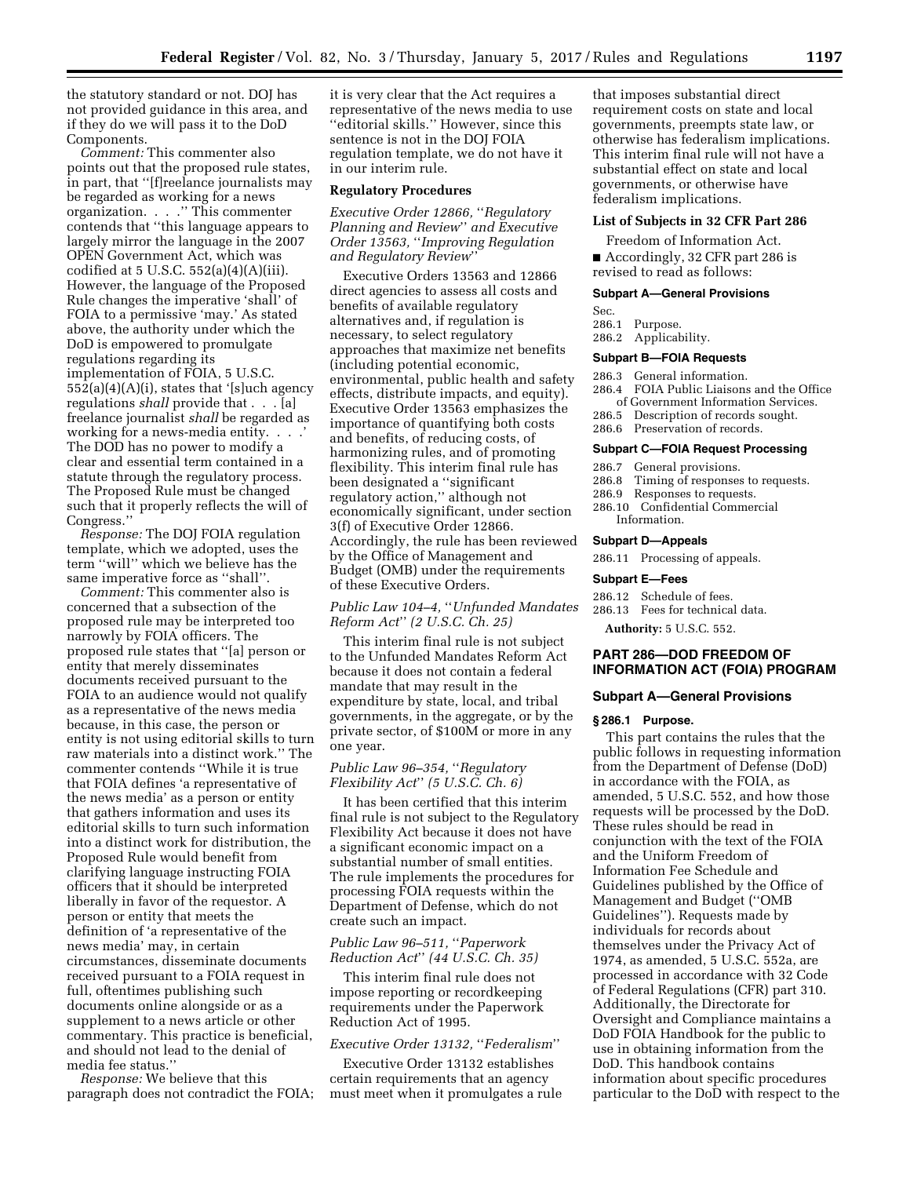the statutory standard or not. DOJ has not provided guidance in this area, and if they do we will pass it to the DoD Components.

*Comment:* This commenter also points out that the proposed rule states, in part, that ''[f]reelance journalists may be regarded as working for a news organization. . . .'' This commenter contends that ''this language appears to largely mirror the language in the 2007 OPEN Government Act, which was codified at 5 U.S.C. 552(a)(4)(A)(iii). However, the language of the Proposed Rule changes the imperative 'shall' of FOIA to a permissive 'may.' As stated above, the authority under which the DoD is empowered to promulgate regulations regarding its implementation of FOIA, 5 U.S.C. 552(a)(4)(A)(i), states that '[s]uch agency regulations *shall* provide that . . . [a] freelance journalist *shall* be regarded as working for a news-media entity. . . .' The DOD has no power to modify a clear and essential term contained in a statute through the regulatory process. The Proposed Rule must be changed such that it properly reflects the will of Congress.''

*Response:* The DOJ FOIA regulation template, which we adopted, uses the term ''will'' which we believe has the same imperative force as ''shall''.

*Comment:* This commenter also is concerned that a subsection of the proposed rule may be interpreted too narrowly by FOIA officers. The proposed rule states that ''[a] person or entity that merely disseminates documents received pursuant to the FOIA to an audience would not qualify as a representative of the news media because, in this case, the person or entity is not using editorial skills to turn raw materials into a distinct work.'' The commenter contends ''While it is true that FOIA defines 'a representative of the news media' as a person or entity that gathers information and uses its editorial skills to turn such information into a distinct work for distribution, the Proposed Rule would benefit from clarifying language instructing FOIA officers that it should be interpreted liberally in favor of the requestor. A person or entity that meets the definition of 'a representative of the news media' may, in certain circumstances, disseminate documents received pursuant to a FOIA request in full, oftentimes publishing such documents online alongside or as a supplement to a news article or other commentary. This practice is beneficial, and should not lead to the denial of media fee status.''

*Response:* We believe that this paragraph does not contradict the FOIA; it is very clear that the Act requires a representative of the news media to use ''editorial skills.'' However, since this sentence is not in the DOJ FOIA regulation template, we do not have it in our interim rule.

**Regulatory Procedures**

*Executive Order 12866, ''Regulatory Planning and Review'' and Executive Order 13563, ''Improving Regulation and Regulatory Review''*

Executive Orders 13563 and 12866 direct agencies to assess all costs and benefits of available regulatory alternatives and, if regulation is necessary, to select regulatory approaches that maximize net benefits (including potential economic, environmental, public health and safety effects, distribute impacts, and equity). Executive Order 13563 emphasizes the importance of quantifying both costs and benefits, of reducing costs, of harmonizing rules, and of promoting flexibility. This interim final rule has been designated a ''significant regulatory action,'' although not economically significant, under section 3(f) of Executive Order 12866. Accordingly, the rule has been reviewed by the Office of Management and Budget (OMB) under the requirements of these Executive Orders.

*Public Law 104–4, ''Unfunded Mandates Reform Act'' (2 U.S.C. Ch. 25)*

This interim final rule is not subject to the Unfunded Mandates Reform Act because it does not contain a federal mandate that may result in the expenditure by state, local, and tribal governments, in the aggregate, or by the private sector, of $100M or more in any one year.

*Public Law 96–354, ''Regulatory Flexibility Act'' (5 U.S.C. Ch. 6)*

It has been certified that this interim final rule is not subject to the Regulatory Flexibility Act because it does not have a significant economic impact on a substantial number of small entities. The rule implements the procedures for processing FOIA requests within the Department of Defense, which do not create such an impact.

*Public Law 96–511, ''Paperwork Reduction Act'' (44 U.S.C. Ch. 35)*

This interim final rule does not impose reporting or recordkeeping requirements under the Paperwork Reduction Act of 1995.

*Executive Order 13132, ''Federalism''*

Executive Order 13132 establishes certain requirements that an agency must meet when it promulgates a rule that imposes substantial direct requirement costs on state and local governments, preempts state law, or otherwise has federalism implications. This interim final rule will not have a substantial effect on state and local governments, or otherwise have federalism implications.

**List of Subjects in 32 CFR Part 286**

Freedom of Information Act.

■ Accordingly, 32 CFR part 286 is revised to read as follows:

**Subpart A—General Provisions**

Sec.
286.1 Purpose.
286.2 Applicability.

**Subpart B—FOIA Requests**

286.3 General information.
286.4 FOIA Public Liaisons and the Office of Government Information Services.
286.5 Description of records sought.
286.6 Preservation of records.

**Subpart C—FOIA Request Processing**

286.7 General provisions.
286.8 Timing of responses to requests.
286.9 Responses to requests.
286.10 Confidential Commercial Information.

**Subpart D—Appeals**

286.11 Processing of appeals.

**Subpart E—Fees**

286.12 Schedule of fees.
286.13 Fees for technical data.

**Authority:** 5 U.S.C. 552.

## PART 286—DOD FREEDOM OF INFORMATION ACT (FOIA) PROGRAM

### Subpart A—General Provisions

#### § 286.1 Purpose.

This part contains the rules that the public follows in requesting information from the Department of Defense (DoD) in accordance with the FOIA, as amended, 5 U.S.C. 552, and how those requests will be processed by the DoD. These rules should be read in conjunction with the text of the FOIA and the Uniform Freedom of Information Fee Schedule and Guidelines published by the Office of Management and Budget (''OMB Guidelines''). Requests made by individuals for records about themselves under the Privacy Act of 1974, as amended, 5 U.S.C. 552a, are processed in accordance with 32 Code of Federal Regulations (CFR) part 310. Additionally, the Directorate for Oversight and Compliance maintains a DoD FOIA Handbook for the public to use in obtaining information from the DoD. This handbook contains information about specific procedures particular to the DoD with respect to the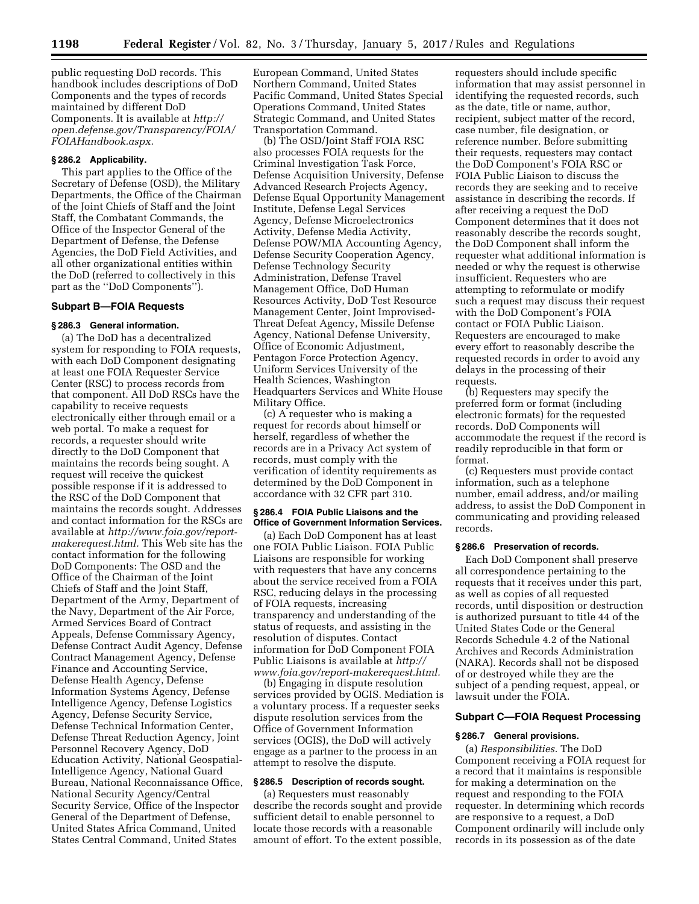public requesting DoD records. This handbook includes descriptions of DoD Components and the types of records maintained by different DoD Components. It is available at *http://open.defense.gov/Transparency/FOIA/FOIAHandbook.aspx.*

### § 286.2 Applicability.

This part applies to the Office of the Secretary of Defense (OSD), the Military Departments, the Office of the Chairman of the Joint Chiefs of Staff and the Joint Staff, the Combatant Commands, the Office of the Inspector General of the Department of Defense, the Defense Agencies, the DoD Field Activities, and all other organizational entities within the DoD (referred to collectively in this part as the ''DoD Components'').

## Subpart B—FOIA Requests

### § 286.3 General information.

(a) The DoD has a decentralized system for responding to FOIA requests, with each DoD Component designating at least one FOIA Requester Service Center (RSC) to process records from that component. All DoD RSCs have the capability to receive requests electronically either through email or a web portal. To make a request for records, a requester should write directly to the DoD Component that maintains the records being sought. A request will receive the quickest possible response if it is addressed to the RSC of the DoD Component that maintains the records sought. Addresses and contact information for the RSCs are available at *http://www.foia.gov/report-makerequest.html.* This Web site has the contact information for the following DoD Components: The OSD and the Office of the Chairman of the Joint Chiefs of Staff and the Joint Staff, Department of the Army, Department of the Navy, Department of the Air Force, Armed Services Board of Contract Appeals, Defense Commissary Agency, Defense Contract Audit Agency, Defense Contract Management Agency, Defense Finance and Accounting Service, Defense Health Agency, Defense Information Systems Agency, Defense Intelligence Agency, Defense Logistics Agency, Defense Security Service, Defense Technical Information Center, Defense Threat Reduction Agency, Joint Personnel Recovery Agency, DoD Education Activity, National Geospatial-Intelligence Agency, National Guard Bureau, National Reconnaissance Office, National Security Agency/Central Security Service, Office of the Inspector General of the Department of Defense, United States Africa Command, United States Central Command, United States European Command, United States Northern Command, United States Pacific Command, United States Special Operations Command, United States Strategic Command, and United States Transportation Command.

(b) The OSD/Joint Staff FOIA RSC also processes FOIA requests for the Criminal Investigation Task Force, Defense Acquisition University, Defense Advanced Research Projects Agency, Defense Equal Opportunity Management Institute, Defense Legal Services Agency, Defense Microelectronics Activity, Defense Media Activity, Defense POW/MIA Accounting Agency, Defense Security Cooperation Agency, Defense Technology Security Administration, Defense Travel Management Office, DoD Human Resources Activity, DoD Test Resource Management Center, Joint Improvised-Threat Defeat Agency, Missile Defense Agency, National Defense University, Office of Economic Adjustment, Pentagon Force Protection Agency, Uniform Services University of the Health Sciences, Washington Headquarters Services and White House Military Office.

(c) A requester who is making a request for records about himself or herself, regardless of whether the records are in a Privacy Act system of records, must comply with the verification of identity requirements as determined by the DoD Component in accordance with 32 CFR part 310.

### § 286.4 FOIA Public Liaisons and the Office of Government Information Services.

(a) Each DoD Component has at least one FOIA Public Liaison. FOIA Public Liaisons are responsible for working with requesters that have any concerns about the service received from a FOIA RSC, reducing delays in the processing of FOIA requests, increasing transparency and understanding of the status of requests, and assisting in the resolution of disputes. Contact information for DoD Component FOIA Public Liaisons is available at *http://www.foia.gov/report-makerequest.html.*

(b) Engaging in dispute resolution services provided by OGIS. Mediation is a voluntary process. If a requester seeks dispute resolution services from the Office of Government Information services (OGIS), the DoD will actively engage as a partner to the process in an attempt to resolve the dispute.

### § 286.5 Description of records sought.

(a) Requesters must reasonably describe the records sought and provide sufficient detail to enable personnel to locate those records with a reasonable amount of effort. To the extent possible, requesters should include specific information that may assist personnel in identifying the requested records, such as the date, title or name, author, recipient, subject matter of the record, case number, file designation, or reference number. Before submitting their requests, requesters may contact the DoD Component's FOIA RSC or FOIA Public Liaison to discuss the records they are seeking and to receive assistance in describing the records. If after receiving a request the DoD Component determines that it does not reasonably describe the records sought, the DoD Component shall inform the requester what additional information is needed or why the request is otherwise insufficient. Requesters who are attempting to reformulate or modify such a request may discuss their request with the DoD Component's FOIA contact or FOIA Public Liaison. Requesters are encouraged to make every effort to reasonably describe the requested records in order to avoid any delays in the processing of their requests.

(b) Requesters may specify the preferred form or format (including electronic formats) for the requested records. DoD Components will accommodate the request if the record is readily reproducible in that form or format.

(c) Requesters must provide contact information, such as a telephone number, email address, and/or mailing address, to assist the DoD Component in communicating and providing released records.

### § 286.6 Preservation of records.

Each DoD Component shall preserve all correspondence pertaining to the requests that it receives under this part, as well as copies of all requested records, until disposition or destruction is authorized pursuant to title 44 of the United States Code or the General Records Schedule 4.2 of the National Archives and Records Administration (NARA). Records shall not be disposed of or destroyed while they are the subject of a pending request, appeal, or lawsuit under the FOIA.

## Subpart C—FOIA Request Processing

### § 286.7 General provisions.

(a) *Responsibilities.* The DoD Component receiving a FOIA request for a record that it maintains is responsible for making a determination on the request and responding to the FOIA requester. In determining which records are responsive to a request, a DoD Component ordinarily will include only records in its possession as of the date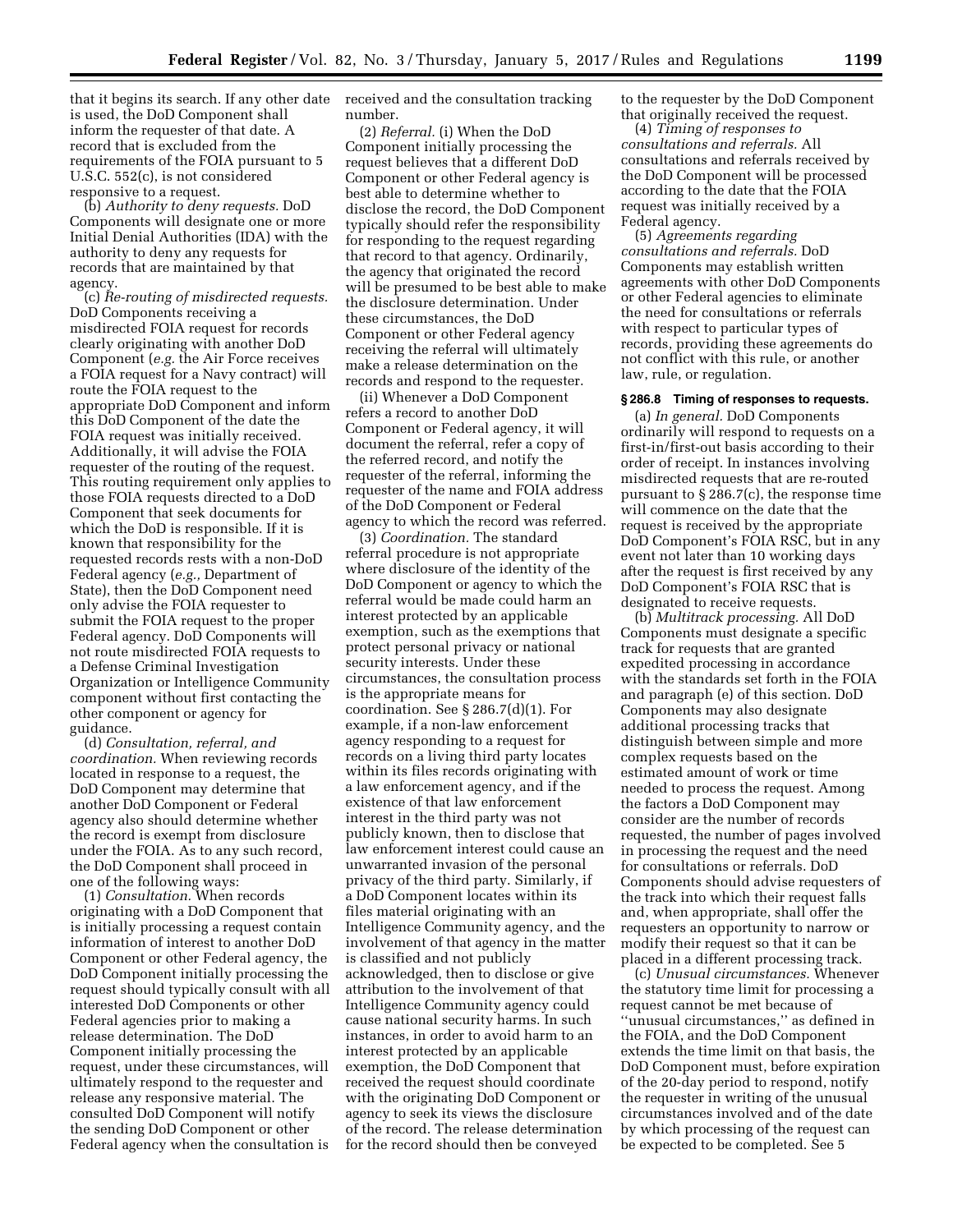that it begins its search. If any other date is used, the DoD Component shall inform the requester of that date. A record that is excluded from the requirements of the FOIA pursuant to 5 U.S.C. 552(c), is not considered responsive to a request.

(b) *Authority to deny requests.* DoD Components will designate one or more Initial Denial Authorities (IDA) with the authority to deny any requests for records that are maintained by that agency.

(c) *Re-routing of misdirected requests.* DoD Components receiving a misdirected FOIA request for records clearly originating with another DoD Component (*e.g.* the Air Force receives a FOIA request for a Navy contract) will route the FOIA request to the appropriate DoD Component and inform this DoD Component of the date the FOIA request was initially received. Additionally, it will advise the FOIA requester of the routing of the request. This routing requirement only applies to those FOIA requests directed to a DoD Component that seek documents for which the DoD is responsible. If it is known that responsibility for the requested records rests with a non-DoD Federal agency (*e.g.,* Department of State), then the DoD Component need only advise the FOIA requester to submit the FOIA request to the proper Federal agency. DoD Components will not route misdirected FOIA requests to a Defense Criminal Investigation Organization or Intelligence Community component without first contacting the other component or agency for guidance.

(d) *Consultation, referral, and coordination.* When reviewing records located in response to a request, the DoD Component may determine that another DoD Component or Federal agency also should determine whether the record is exempt from disclosure under the FOIA. As to any such record, the DoD Component shall proceed in one of the following ways:

(1) *Consultation.* When records originating with a DoD Component that is initially processing a request contain information of interest to another DoD Component or other Federal agency, the DoD Component initially processing the request should typically consult with all interested DoD Components or other Federal agencies prior to making a release determination. The DoD Component initially processing the request, under these circumstances, will ultimately respond to the requester and release any responsive material. The consulted DoD Component will notify the sending DoD Component or other Federal agency when the consultation is received and the consultation tracking number.

(2) *Referral.* (i) When the DoD Component initially processing the request believes that a different DoD Component or other Federal agency is best able to determine whether to disclose the record, the DoD Component typically should refer the responsibility for responding to the request regarding that record to that agency. Ordinarily, the agency that originated the record will be presumed to be best able to make the disclosure determination. Under these circumstances, the DoD Component or other Federal agency receiving the referral will ultimately make a release determination on the records and respond to the requester.

(ii) Whenever a DoD Component refers a record to another DoD Component or Federal agency, it will document the referral, refer a copy of the referred record, and notify the requester of the referral, informing the requester of the name and FOIA address of the DoD Component or Federal agency to which the record was referred.

(3) *Coordination.* The standard referral procedure is not appropriate where disclosure of the identity of the DoD Component or agency to which the referral would be made could harm an interest protected by an applicable exemption, such as the exemptions that protect personal privacy or national security interests. Under these circumstances, the consultation process is the appropriate means for coordination. See § 286.7(d)(1). For example, if a non-law enforcement agency responding to a request for records on a living third party locates within its files records originating with a law enforcement agency, and if the existence of that law enforcement interest in the third party was not publicly known, then to disclose that law enforcement interest could cause an unwarranted invasion of the personal privacy of the third party. Similarly, if a DoD Component locates within its files material originating with an Intelligence Community agency, and the involvement of that agency in the matter is classified and not publicly acknowledged, then to disclose or give attribution to the involvement of that Intelligence Community agency could cause national security harms. In such instances, in order to avoid harm to an interest protected by an applicable exemption, the DoD Component that received the request should coordinate with the originating DoD Component or agency to seek its views the disclosure of the record. The release determination for the record should then be conveyed to the requester by the DoD Component that originally received the request.

(4) *Timing of responses to consultations and referrals.* All consultations and referrals received by the DoD Component will be processed according to the date that the FOIA request was initially received by a Federal agency.

(5) *Agreements regarding consultations and referrals.* DoD Components may establish written agreements with other DoD Components or other Federal agencies to eliminate the need for consultations or referrals with respect to particular types of records, providing these agreements do not conflict with this rule, or another law, rule, or regulation.

### § 286.8 Timing of responses to requests.

(a) *In general.* DoD Components ordinarily will respond to requests on a first-in/first-out basis according to their order of receipt. In instances involving misdirected requests that are re-routed pursuant to § 286.7(c), the response time will commence on the date that the request is received by the appropriate DoD Component's FOIA RSC, but in any event not later than 10 working days after the request is first received by any DoD Component's FOIA RSC that is designated to receive requests.

(b) *Multitrack processing.* All DoD Components must designate a specific track for requests that are granted expedited processing in accordance with the standards set forth in the FOIA and paragraph (e) of this section. DoD Components may also designate additional processing tracks that distinguish between simple and more complex requests based on the estimated amount of work or time needed to process the request. Among the factors a DoD Component may consider are the number of records requested, the number of pages involved in processing the request and the need for consultations or referrals. DoD Components should advise requesters of the track into which their request falls and, when appropriate, shall offer the requesters an opportunity to narrow or modify their request so that it can be placed in a different processing track.

(c) *Unusual circumstances.* Whenever the statutory time limit for processing a request cannot be met because of ''unusual circumstances,'' as defined in the FOIA, and the DoD Component extends the time limit on that basis, the DoD Component must, before expiration of the 20-day period to respond, notify the requester in writing of the unusual circumstances involved and of the date by which processing of the request can be expected to be completed. See 5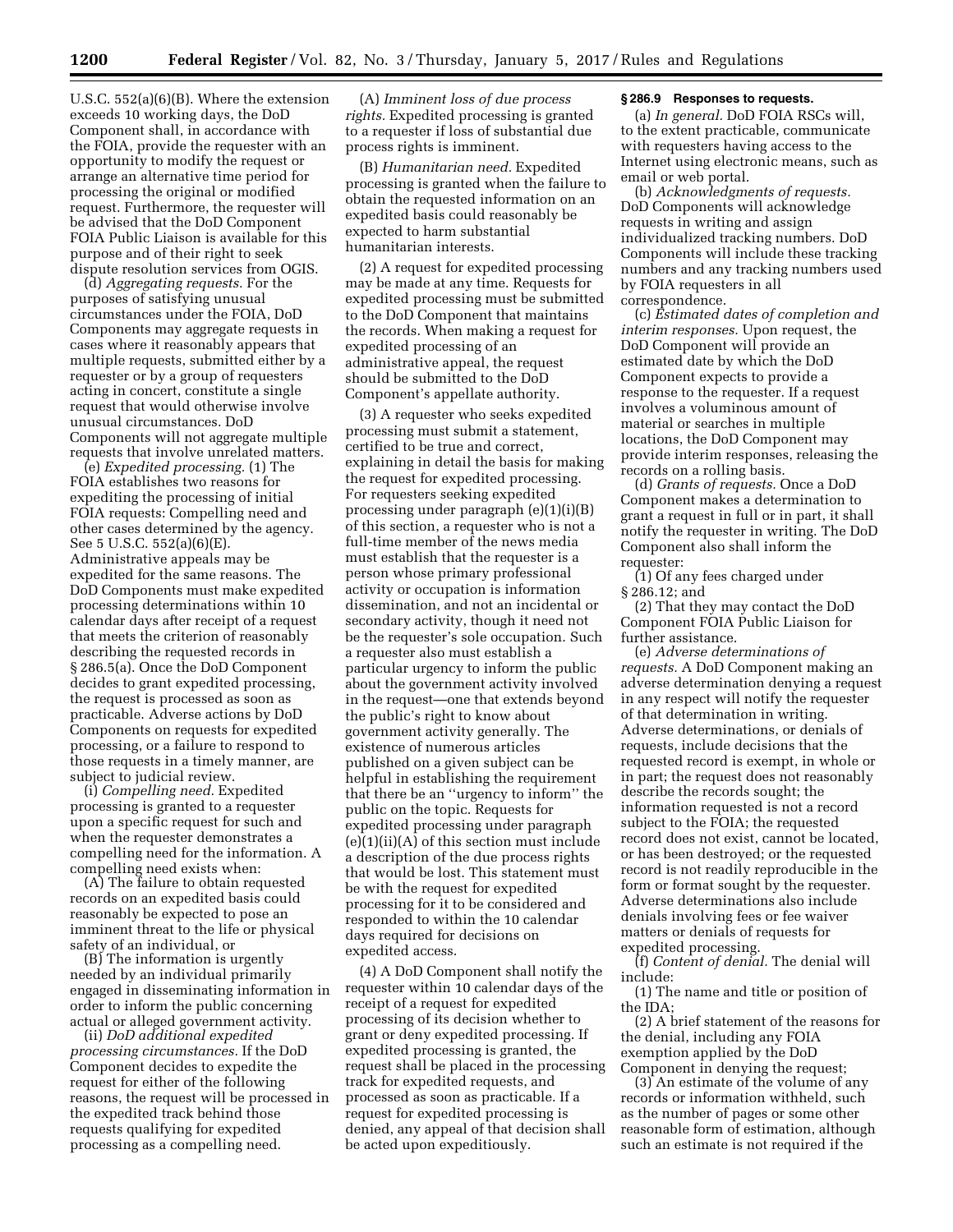U.S.C. 552(a)(6)(B). Where the extension exceeds 10 working days, the DoD Component shall, in accordance with the FOIA, provide the requester with an opportunity to modify the request or arrange an alternative time period for processing the original or modified request. Furthermore, the requester will be advised that the DoD Component FOIA Public Liaison is available for this purpose and of their right to seek dispute resolution services from OGIS.

(d) *Aggregating requests.* For the purposes of satisfying unusual circumstances under the FOIA, DoD Components may aggregate requests in cases where it reasonably appears that multiple requests, submitted either by a requester or by a group of requesters acting in concert, constitute a single request that would otherwise involve unusual circumstances. DoD Components will not aggregate multiple requests that involve unrelated matters.

(e) *Expedited processing.* (1) The FOIA establishes two reasons for expediting the processing of initial FOIA requests: Compelling need and other cases determined by the agency. See 5 U.S.C. 552(a)(6)(E). Administrative appeals may be expedited for the same reasons. The DoD Components must make expedited processing determinations within 10 calendar days after receipt of a request that meets the criterion of reasonably describing the requested records in § 286.5(a). Once the DoD Component decides to grant expedited processing, the request is processed as soon as practicable. Adverse actions by DoD Components on requests for expedited processing, or a failure to respond to those requests in a timely manner, are subject to judicial review.

(i) *Compelling need.* Expedited processing is granted to a requester upon a specific request for such and when the requester demonstrates a compelling need for the information. A compelling need exists when:

(A) The failure to obtain requested records on an expedited basis could reasonably be expected to pose an imminent threat to the life or physical safety of an individual, or

(B) The information is urgently needed by an individual primarily engaged in disseminating information in order to inform the public concerning actual or alleged government activity.

(ii) *DoD additional expedited processing circumstances.* If the DoD Component decides to expedite the request for either of the following reasons, the request will be processed in the expedited track behind those requests qualifying for expedited processing as a compelling need.

(A) *Imminent loss of due process rights.* Expedited processing is granted to a requester if loss of substantial due process rights is imminent.

(B) *Humanitarian need.* Expedited processing is granted when the failure to obtain the requested information on an expedited basis could reasonably be expected to harm substantial humanitarian interests.

(2) A request for expedited processing may be made at any time. Requests for expedited processing must be submitted to the DoD Component that maintains the records. When making a request for expedited processing of an administrative appeal, the request should be submitted to the DoD Component's appellate authority.

(3) A requester who seeks expedited processing must submit a statement, certified to be true and correct, explaining in detail the basis for making the request for expedited processing. For requesters seeking expedited processing under paragraph (e)(1)(i)(B) of this section, a requester who is not a full-time member of the news media must establish that the requester is a person whose primary professional activity or occupation is information dissemination, and not an incidental or secondary activity, though it need not be the requester's sole occupation. Such a requester also must establish a particular urgency to inform the public about the government activity involved in the request—one that extends beyond the public's right to know about government activity generally. The existence of numerous articles published on a given subject can be helpful in establishing the requirement that there be an ''urgency to inform'' the public on the topic. Requests for expedited processing under paragraph (e)(1)(ii)(A) of this section must include a description of the due process rights that would be lost. This statement must be with the request for expedited processing for it to be considered and responded to within the 10 calendar days required for decisions on expedited access.

(4) A DoD Component shall notify the requester within 10 calendar days of the receipt of a request for expedited processing of its decision whether to grant or deny expedited processing. If expedited processing is granted, the request shall be placed in the processing track for expedited requests, and processed as soon as practicable. If a request for expedited processing is denied, any appeal of that decision shall be acted upon expeditiously.

### § 286.9 Responses to requests.

(a) *In general.* DoD FOIA RSCs will, to the extent practicable, communicate with requesters having access to the Internet using electronic means, such as email or web portal.

(b) *Acknowledgments of requests.* DoD Components will acknowledge requests in writing and assign individualized tracking numbers. DoD Components will include these tracking numbers and any tracking numbers used by FOIA requesters in all correspondence.

(c) *Estimated dates of completion and interim responses.* Upon request, the DoD Component will provide an estimated date by which the DoD Component expects to provide a response to the requester. If a request involves a voluminous amount of material or searches in multiple locations, the DoD Component may provide interim responses, releasing the records on a rolling basis.

(d) *Grants of requests.* Once a DoD Component makes a determination to grant a request in full or in part, it shall notify the requester in writing. The DoD Component also shall inform the requester:

(1) Of any fees charged under § 286.12; and

(2) That they may contact the DoD Component FOIA Public Liaison for further assistance.

(e) *Adverse determinations of requests.* A DoD Component making an adverse determination denying a request in any respect will notify the requester of that determination in writing. Adverse determinations, or denials of requests, include decisions that the requested record is exempt, in whole or in part; the request does not reasonably describe the records sought; the information requested is not a record subject to the FOIA; the requested record does not exist, cannot be located, or has been destroyed; or the requested record is not readily reproducible in the form or format sought by the requester. Adverse determinations also include denials involving fees or fee waiver matters or denials of requests for expedited processing.

(f) *Content of denial.* The denial will include:

(1) The name and title or position of the IDA;

(2) A brief statement of the reasons for the denial, including any FOIA exemption applied by the DoD Component in denying the request;

(3) An estimate of the volume of any records or information withheld, such as the number of pages or some other reasonable form of estimation, although such an estimate is not required if the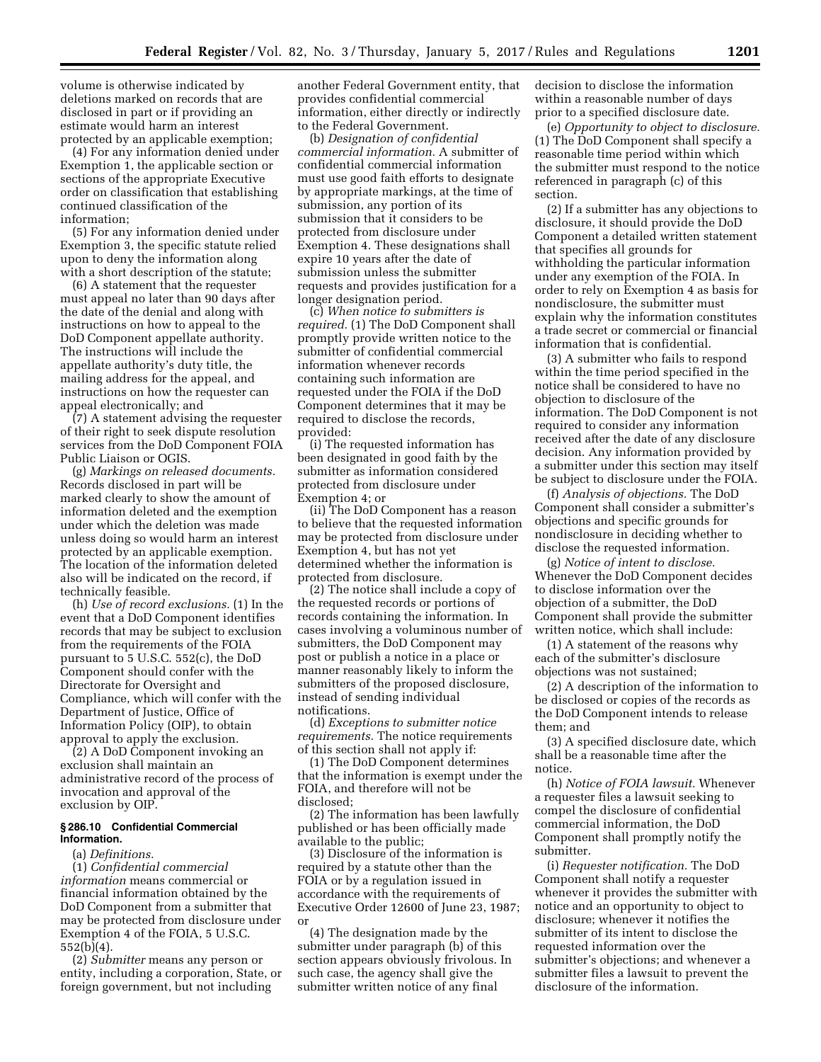volume is otherwise indicated by deletions marked on records that are disclosed in part or if providing an estimate would harm an interest protected by an applicable exemption;

(4) For any information denied under Exemption 1, the applicable section or sections of the appropriate Executive order on classification that establishing continued classification of the information;

(5) For any information denied under Exemption 3, the specific statute relied upon to deny the information along with a short description of the statute;

(6) A statement that the requester must appeal no later than 90 days after the date of the denial and along with instructions on how to appeal to the DoD Component appellate authority. The instructions will include the appellate authority's duty title, the mailing address for the appeal, and instructions on how the requester can appeal electronically; and

(7) A statement advising the requester of their right to seek dispute resolution services from the DoD Component FOIA Public Liaison or OGIS.

(g) *Markings on released documents.* Records disclosed in part will be marked clearly to show the amount of information deleted and the exemption under which the deletion was made unless doing so would harm an interest protected by an applicable exemption. The location of the information deleted also will be indicated on the record, if technically feasible.

(h) *Use of record exclusions.* (1) In the event that a DoD Component identifies records that may be subject to exclusion from the requirements of the FOIA pursuant to 5 U.S.C. 552(c), the DoD Component should confer with the Directorate for Oversight and Compliance, which will confer with the Department of Justice, Office of Information Policy (OIP), to obtain approval to apply the exclusion.

(2) A DoD Component invoking an exclusion shall maintain an administrative record of the process of invocation and approval of the exclusion by OIP.

### § 286.10 Confidential Commercial Information.

(a) *Definitions.*

(1) *Confidential commercial information* means commercial or financial information obtained by the DoD Component from a submitter that may be protected from disclosure under Exemption 4 of the FOIA, 5 U.S.C. 552(b)(4).

(2) *Submitter* means any person or entity, including a corporation, State, or foreign government, but not including another Federal Government entity, that provides confidential commercial information, either directly or indirectly to the Federal Government.

(b) *Designation of confidential commercial information.* A submitter of confidential commercial information must use good faith efforts to designate by appropriate markings, at the time of submission, any portion of its submission that it considers to be protected from disclosure under Exemption 4. These designations shall expire 10 years after the date of submission unless the submitter requests and provides justification for a longer designation period.

(c) *When notice to submitters is required.* (1) The DoD Component shall promptly provide written notice to the submitter of confidential commercial information whenever records containing such information are requested under the FOIA if the DoD Component determines that it may be required to disclose the records, provided:

(i) The requested information has been designated in good faith by the submitter as information considered protected from disclosure under Exemption 4; or

(ii) The DoD Component has a reason to believe that the requested information may be protected from disclosure under Exemption 4, but has not yet determined whether the information is protected from disclosure.

(2) The notice shall include a copy of the requested records or portions of records containing the information. In cases involving a voluminous number of submitters, the DoD Component may post or publish a notice in a place or manner reasonably likely to inform the submitters of the proposed disclosure, instead of sending individual notifications.

(d) *Exceptions to submitter notice requirements.* The notice requirements of this section shall not apply if:

(1) The DoD Component determines that the information is exempt under the FOIA, and therefore will not be disclosed;

(2) The information has been lawfully published or has been officially made available to the public;

(3) Disclosure of the information is required by a statute other than the FOIA or by a regulation issued in accordance with the requirements of Executive Order 12600 of June 23, 1987; or

(4) The designation made by the submitter under paragraph (b) of this section appears obviously frivolous. In such case, the agency shall give the submitter written notice of any final decision to disclose the information within a reasonable number of days prior to a specified disclosure date.

(e) *Opportunity to object to disclosure.* (1) The DoD Component shall specify a reasonable time period within which the submitter must respond to the notice referenced in paragraph (c) of this section.

(2) If a submitter has any objections to disclosure, it should provide the DoD Component a detailed written statement that specifies all grounds for withholding the particular information under any exemption of the FOIA. In order to rely on Exemption 4 as basis for nondisclosure, the submitter must explain why the information constitutes a trade secret or commercial or financial information that is confidential.

(3) A submitter who fails to respond within the time period specified in the notice shall be considered to have no objection to disclosure of the information. The DoD Component is not required to consider any information received after the date of any disclosure decision. Any information provided by a submitter under this section may itself be subject to disclosure under the FOIA.

(f) *Analysis of objections.* The DoD Component shall consider a submitter's objections and specific grounds for nondisclosure in deciding whether to disclose the requested information.

(g) *Notice of intent to disclose.* Whenever the DoD Component decides to disclose information over the objection of a submitter, the DoD Component shall provide the submitter written notice, which shall include:

(1) A statement of the reasons why each of the submitter's disclosure objections was not sustained;

(2) A description of the information to be disclosed or copies of the records as the DoD Component intends to release them; and

(3) A specified disclosure date, which shall be a reasonable time after the notice.

(h) *Notice of FOIA lawsuit.* Whenever a requester files a lawsuit seeking to compel the disclosure of confidential commercial information, the DoD Component shall promptly notify the submitter.

(i) *Requester notification.* The DoD Component shall notify a requester whenever it provides the submitter with notice and an opportunity to object to disclosure; whenever it notifies the submitter of its intent to disclose the requested information over the submitter's objections; and whenever a submitter files a lawsuit to prevent the disclosure of the information.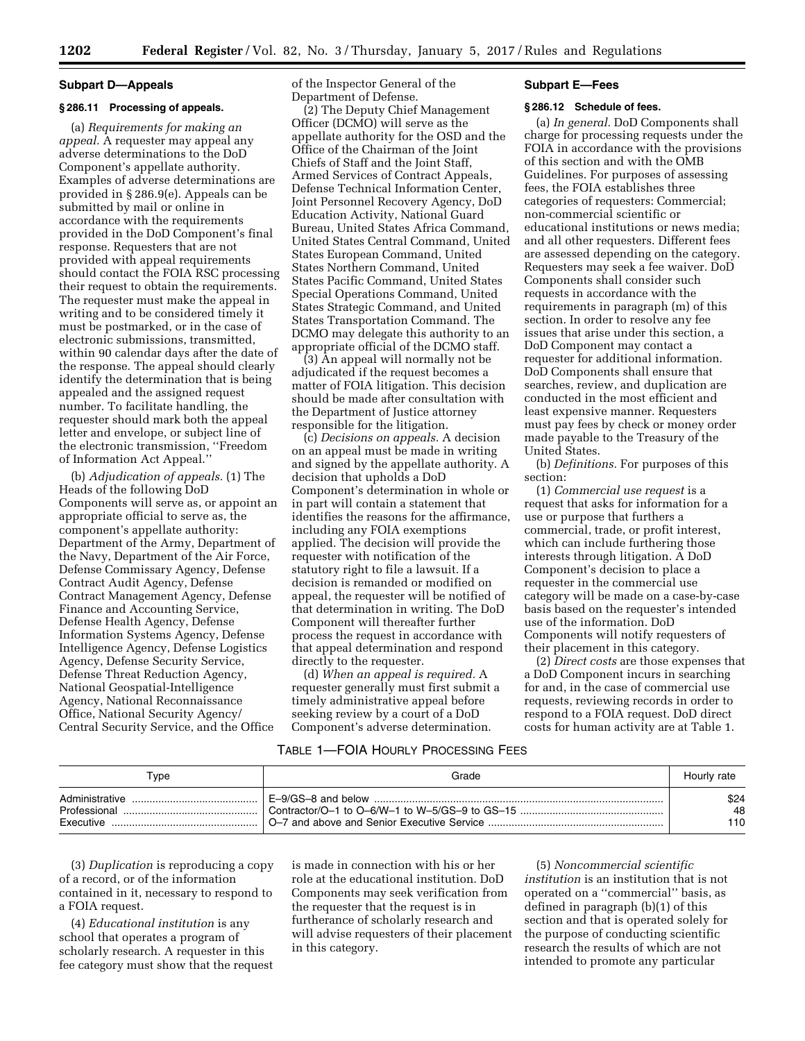## Subpart D—Appeals

### § 286.11 Processing of appeals.

(a) *Requirements for making an appeal.* A requester may appeal any adverse determinations to the DoD Component's appellate authority. Examples of adverse determinations are provided in § 286.9(e). Appeals can be submitted by mail or online in accordance with the requirements provided in the DoD Component's final response. Requesters that are not provided with appeal requirements should contact the FOIA RSC processing their request to obtain the requirements. The requester must make the appeal in writing and to be considered timely it must be postmarked, or in the case of electronic submissions, transmitted, within 90 calendar days after the date of the response. The appeal should clearly identify the determination that is being appealed and the assigned request number. To facilitate handling, the requester should mark both the appeal letter and envelope, or subject line of the electronic transmission, ''Freedom of Information Act Appeal.''

(b) *Adjudication of appeals.* (1) The Heads of the following DoD Components will serve as, or appoint an appropriate official to serve as, the component's appellate authority: Department of the Army, Department of the Navy, Department of the Air Force, Defense Commissary Agency, Defense Contract Audit Agency, Defense Contract Management Agency, Defense Finance and Accounting Service, Defense Health Agency, Defense Information Systems Agency, Defense Intelligence Agency, Defense Logistics Agency, Defense Security Service, Defense Threat Reduction Agency, National Geospatial-Intelligence Agency, National Reconnaissance Office, National Security Agency/Central Security Service, and the Office of the Inspector General of the Department of Defense.

(2) The Deputy Chief Management Officer (DCMO) will serve as the appellate authority for the OSD and the Office of the Chairman of the Joint Chiefs of Staff and the Joint Staff, Armed Services of Contract Appeals, Defense Technical Information Center, Joint Personnel Recovery Agency, DoD Education Activity, National Guard Bureau, United States Africa Command, United States Central Command, United States European Command, United States Northern Command, United States Pacific Command, United States Special Operations Command, United States Strategic Command, and United States Transportation Command. The DCMO may delegate this authority to an appropriate official of the DCMO staff.

(3) An appeal will normally not be adjudicated if the request becomes a matter of FOIA litigation. This decision should be made after consultation with the Department of Justice attorney responsible for the litigation.

(c) *Decisions on appeals.* A decision on an appeal must be made in writing and signed by the appellate authority. A decision that upholds a DoD Component's determination in whole or in part will contain a statement that identifies the reasons for the affirmance, including any FOIA exemptions applied. The decision will provide the requester with notification of the statutory right to file a lawsuit. If a decision is remanded or modified on appeal, the requester will be notified of that determination in writing. The DoD Component will thereafter further process the request in accordance with that appeal determination and respond directly to the requester.

(d) *When an appeal is required.* A requester generally must first submit a timely administrative appeal before seeking review by a court of a DoD Component's adverse determination.

## Subpart E—Fees

### § 286.12 Schedule of fees.

(a) *In general.* DoD Components shall charge for processing requests under the FOIA in accordance with the provisions of this section and with the OMB Guidelines. For purposes of assessing fees, the FOIA establishes three categories of requesters: Commercial; non-commercial scientific or educational institutions or news media; and all other requesters. Different fees are assessed depending on the category. Requesters may seek a fee waiver. DoD Components shall consider such requests in accordance with the requirements in paragraph (m) of this section. In order to resolve any fee issues that arise under this section, a DoD Component may contact a requester for additional information. DoD Components shall ensure that searches, review, and duplication are conducted in the most efficient and least expensive manner. Requesters must pay fees by check or money order made payable to the Treasury of the United States.

(b) *Definitions.* For purposes of this section:

(1) *Commercial use request* is a request that asks for information for a use or purpose that furthers a commercial, trade, or profit interest, which can include furthering those interests through litigation. A DoD Component's decision to place a requester in the commercial use category will be made on a case-by-case basis based on the requester's intended use of the information. DoD Components will notify requesters of their placement in this category.

(2) *Direct costs* are those expenses that a DoD Component incurs in searching for and, in the case of commercial use requests, reviewing records in order to respond to a FOIA request. DoD direct costs for human activity are at Table 1.

TABLE 1—FOIA HOURLY PROCESSING FEES

| Type | Grade | Hourly rate |
|---|---|---|
| Administrative | E–9/GS–8 and below | $24 |
| Professional | Contractor/O–1 to O–6/W–1 to W–5/GS–9 to GS–15 | 48 |
| Executive | O–7 and above and Senior Executive Service | 110 |

(3) *Duplication* is reproducing a copy of a record, or of the information contained in it, necessary to respond to a FOIA request.

(4) *Educational institution* is any school that operates a program of scholarly research. A requester in this fee category must show that the request is made in connection with his or her role at the educational institution. DoD Components may seek verification from the requester that the request is in furtherance of scholarly research and will advise requesters of their placement in this category.

(5) *Noncommercial scientific institution* is an institution that is not operated on a ''commercial'' basis, as defined in paragraph (b)(1) of this section and that is operated solely for the purpose of conducting scientific research the results of which are not intended to promote any particular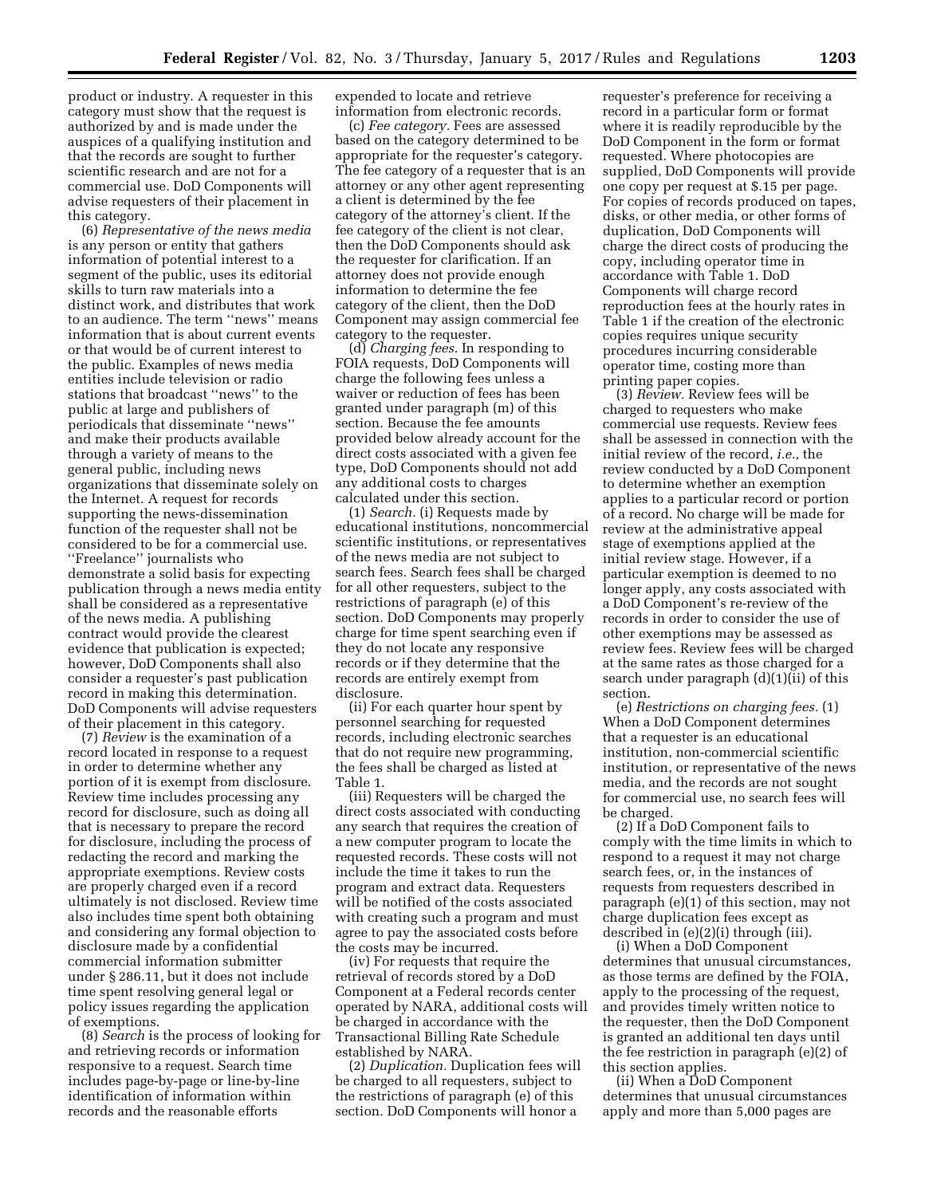product or industry. A requester in this category must show that the request is authorized by and is made under the auspices of a qualifying institution and that the records are sought to further scientific research and are not for a commercial use. DoD Components will advise requesters of their placement in this category.

(6) *Representative of the news media* is any person or entity that gathers information of potential interest to a segment of the public, uses its editorial skills to turn raw materials into a distinct work, and distributes that work to an audience. The term "news" means information that is about current events or that would be of current interest to the public. Examples of news media entities include television or radio stations that broadcast "news" to the public at large and publishers of periodicals that disseminate "news" and make their products available through a variety of means to the general public, including news organizations that disseminate solely on the Internet. A request for records supporting the news-dissemination function of the requester shall not be considered to be for a commercial use. "Freelance" journalists who demonstrate a solid basis for expecting publication through a news media entity shall be considered as a representative of the news media. A publishing contract would provide the clearest evidence that publication is expected; however, DoD Components shall also consider a requester's past publication record in making this determination. DoD Components will advise requesters of their placement in this category.

(7) *Review* is the examination of a record located in response to a request in order to determine whether any portion of it is exempt from disclosure. Review time includes processing any record for disclosure, such as doing all that is necessary to prepare the record for disclosure, including the process of redacting the record and marking the appropriate exemptions. Review costs are properly charged even if a record ultimately is not disclosed. Review time also includes time spent both obtaining and considering any formal objection to disclosure made by a confidential commercial information submitter under § 286.11, but it does not include time spent resolving general legal or policy issues regarding the application of exemptions.

(8) *Search* is the process of looking for and retrieving records or information responsive to a request. Search time includes page-by-page or line-by-line identification of information within records and the reasonable efforts expended to locate and retrieve information from electronic records.

(c) *Fee category.* Fees are assessed based on the category determined to be appropriate for the requester's category. The fee category of a requester that is an attorney or any other agent representing a client is determined by the fee category of the attorney's client. If the fee category of the client is not clear, then the DoD Components should ask the requester for clarification. If an attorney does not provide enough information to determine the fee category of the client, then the DoD Component may assign commercial fee category to the requester.

(d) *Charging fees.* In responding to FOIA requests, DoD Components will charge the following fees unless a waiver or reduction of fees has been granted under paragraph (m) of this section. Because the fee amounts provided below already account for the direct costs associated with a given fee type, DoD Components should not add any additional costs to charges calculated under this section.

(1) *Search.* (i) Requests made by educational institutions, noncommercial scientific institutions, or representatives of the news media are not subject to search fees. Search fees shall be charged for all other requesters, subject to the restrictions of paragraph (e) of this section. DoD Components may properly charge for time spent searching even if they do not locate any responsive records or if they determine that the records are entirely exempt from disclosure.

(ii) For each quarter hour spent by personnel searching for requested records, including electronic searches that do not require new programming, the fees shall be charged as listed at Table 1.

(iii) Requesters will be charged the direct costs associated with conducting any search that requires the creation of a new computer program to locate the requested records. These costs will not include the time it takes to run the program and extract data. Requesters will be notified of the costs associated with creating such a program and must agree to pay the associated costs before the costs may be incurred.

(iv) For requests that require the retrieval of records stored by a DoD Component at a Federal records center operated by NARA, additional costs will be charged in accordance with the Transactional Billing Rate Schedule established by NARA.

(2) *Duplication.* Duplication fees will be charged to all requesters, subject to the restrictions of paragraph (e) of this section. DoD Components will honor a requester's preference for receiving a record in a particular form or format where it is readily reproducible by the DoD Component in the form or format requested. Where photocopies are supplied, DoD Components will provide one copy per request at $.15 per page. For copies of records produced on tapes, disks, or other media, or other forms of duplication, DoD Components will charge the direct costs of producing the copy, including operator time in accordance with Table 1. DoD Components will charge record reproduction fees at the hourly rates in Table 1 if the creation of the electronic copies requires unique security procedures incurring considerable operator time, costing more than printing paper copies.

(3) *Review.* Review fees will be charged to requesters who make commercial use requests. Review fees shall be assessed in connection with the initial review of the record, *i.e.,* the review conducted by a DoD Component to determine whether an exemption applies to a particular record or portion of a record. No charge will be made for review at the administrative appeal stage of exemptions applied at the initial review stage. However, if a particular exemption is deemed to no longer apply, any costs associated with a DoD Component's re-review of the records in order to consider the use of other exemptions may be assessed as review fees. Review fees will be charged at the same rates as those charged for a search under paragraph (d)(1)(ii) of this section.

(e) *Restrictions on charging fees.* (1) When a DoD Component determines that a requester is an educational institution, non-commercial scientific institution, or representative of the news media, and the records are not sought for commercial use, no search fees will be charged.

(2) If a DoD Component fails to comply with the time limits in which to respond to a request it may not charge search fees, or, in the instances of requests from requesters described in paragraph (e)(1) of this section, may not charge duplication fees except as described in (e)(2)(i) through (iii).

(i) When a DoD Component determines that unusual circumstances, as those terms are defined by the FOIA, apply to the processing of the request, and provides timely written notice to the requester, then the DoD Component is granted an additional ten days until the fee restriction in paragraph (e)(2) of this section applies.

(ii) When a DoD Component determines that unusual circumstances apply and more than 5,000 pages are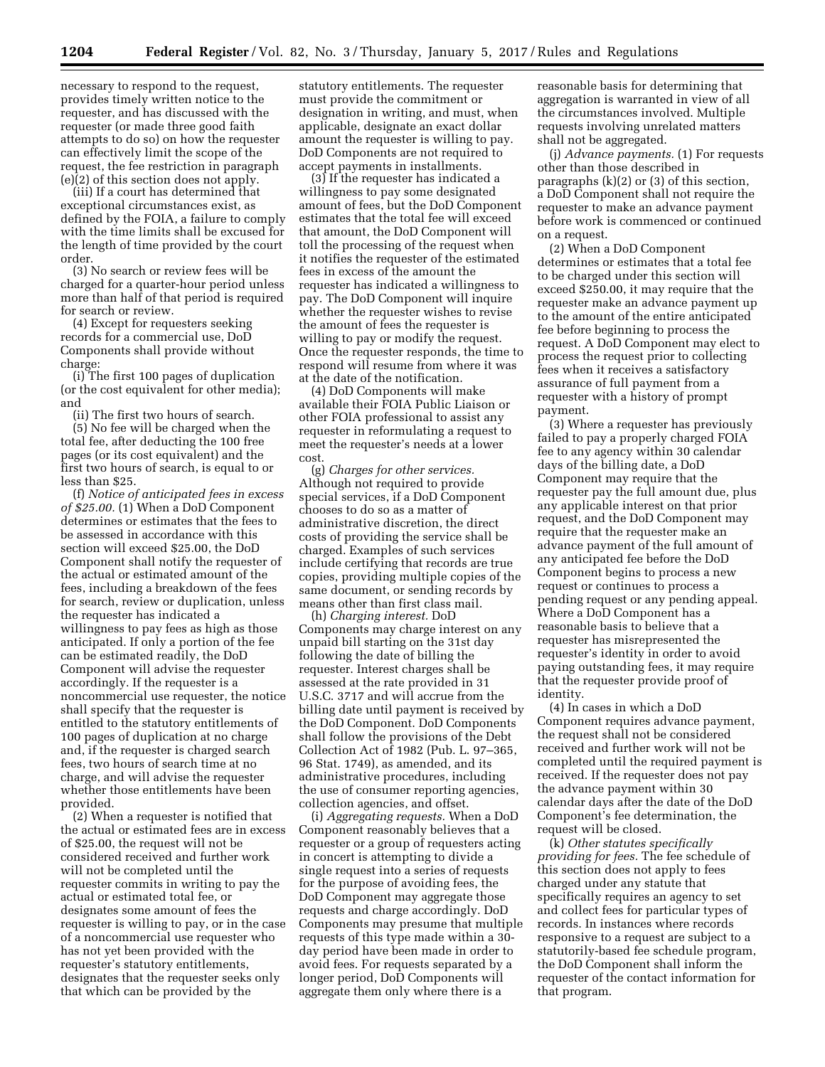necessary to respond to the request, provides timely written notice to the requester, and has discussed with the requester (or made three good faith attempts to do so) on how the requester can effectively limit the scope of the request, the fee restriction in paragraph (e)(2) of this section does not apply.

(iii) If a court has determined that exceptional circumstances exist, as defined by the FOIA, a failure to comply with the time limits shall be excused for the length of time provided by the court order.

(3) No search or review fees will be charged for a quarter-hour period unless more than half of that period is required for search or review.

(4) Except for requesters seeking records for a commercial use, DoD Components shall provide without charge:

(i) The first 100 pages of duplication (or the cost equivalent for other media); and

(ii) The first two hours of search.

(5) No fee will be charged when the total fee, after deducting the 100 free pages (or its cost equivalent) and the first two hours of search, is equal to or less than $25.

(f) *Notice of anticipated fees in excess of $25.00.* (1) When a DoD Component determines or estimates that the fees to be assessed in accordance with this section will exceed $25.00, the DoD Component shall notify the requester of the actual or estimated amount of the fees, including a breakdown of the fees for search, review or duplication, unless the requester has indicated a willingness to pay fees as high as those anticipated. If only a portion of the fee can be estimated readily, the DoD Component will advise the requester accordingly. If the requester is a noncommercial use requester, the notice shall specify that the requester is entitled to the statutory entitlements of 100 pages of duplication at no charge and, if the requester is charged search fees, two hours of search time at no charge, and will advise the requester whether those entitlements have been provided.

(2) When a requester is notified that the actual or estimated fees are in excess of $25.00, the request will not be considered received and further work will not be completed until the requester commits in writing to pay the actual or estimated total fee, or designates some amount of fees the requester is willing to pay, or in the case of a noncommercial use requester who has not yet been provided with the requester's statutory entitlements, designates that the requester seeks only that which can be provided by the statutory entitlements. The requester must provide the commitment or designation in writing, and must, when applicable, designate an exact dollar amount the requester is willing to pay. DoD Components are not required to accept payments in installments.

(3) If the requester has indicated a willingness to pay some designated amount of fees, but the DoD Component estimates that the total fee will exceed that amount, the DoD Component will toll the processing of the request when it notifies the requester of the estimated fees in excess of the amount the requester has indicated a willingness to pay. The DoD Component will inquire whether the requester wishes to revise the amount of fees the requester is willing to pay or modify the request. Once the requester responds, the time to respond will resume from where it was at the date of the notification.

(4) DoD Components will make available their FOIA Public Liaison or other FOIA professional to assist any requester in reformulating a request to meet the requester's needs at a lower cost.

(g) *Charges for other services.* Although not required to provide special services, if a DoD Component chooses to do so as a matter of administrative discretion, the direct costs of providing the service shall be charged. Examples of such services include certifying that records are true copies, providing multiple copies of the same document, or sending records by means other than first class mail.

(h) *Charging interest.* DoD Components may charge interest on any unpaid bill starting on the 31st day following the date of billing the requester. Interest charges shall be assessed at the rate provided in 31 U.S.C. 3717 and will accrue from the billing date until payment is received by the DoD Component. DoD Components shall follow the provisions of the Debt Collection Act of 1982 (Pub. L. 97–365, 96 Stat. 1749), as amended, and its administrative procedures, including the use of consumer reporting agencies, collection agencies, and offset.

(i) *Aggregating requests.* When a DoD Component reasonably believes that a requester or a group of requesters acting in concert is attempting to divide a single request into a series of requests for the purpose of avoiding fees, the DoD Component may aggregate those requests and charge accordingly. DoD Components may presume that multiple requests of this type made within a 30-day period have been made in order to avoid fees. For requests separated by a longer period, DoD Components will aggregate them only where there is a reasonable basis for determining that aggregation is warranted in view of all the circumstances involved. Multiple requests involving unrelated matters shall not be aggregated.

(j) *Advance payments.* (1) For requests other than those described in paragraphs (k)(2) or (3) of this section, a DoD Component shall not require the requester to make an advance payment before work is commenced or continued on a request.

(2) When a DoD Component determines or estimates that a total fee to be charged under this section will exceed $250.00, it may require that the requester make an advance payment up to the amount of the entire anticipated fee before beginning to process the request. A DoD Component may elect to process the request prior to collecting fees when it receives a satisfactory assurance of full payment from a requester with a history of prompt payment.

(3) Where a requester has previously failed to pay a properly charged FOIA fee to any agency within 30 calendar days of the billing date, a DoD Component may require that the requester pay the full amount due, plus any applicable interest on that prior request, and the DoD Component may require that the requester make an advance payment of the full amount of any anticipated fee before the DoD Component begins to process a new request or continues to process a pending request or any pending appeal. Where a DoD Component has a reasonable basis to believe that a requester has misrepresented the requester's identity in order to avoid paying outstanding fees, it may require that the requester provide proof of identity.

(4) In cases in which a DoD Component requires advance payment, the request shall not be considered received and further work will not be completed until the required payment is received. If the requester does not pay the advance payment within 30 calendar days after the date of the DoD Component's fee determination, the request will be closed.

(k) *Other statutes specifically providing for fees.* The fee schedule of this section does not apply to fees charged under any statute that specifically requires an agency to set and collect fees for particular types of records. In instances where records responsive to a request are subject to a statutorily-based fee schedule program, the DoD Component shall inform the requester of the contact information for that program.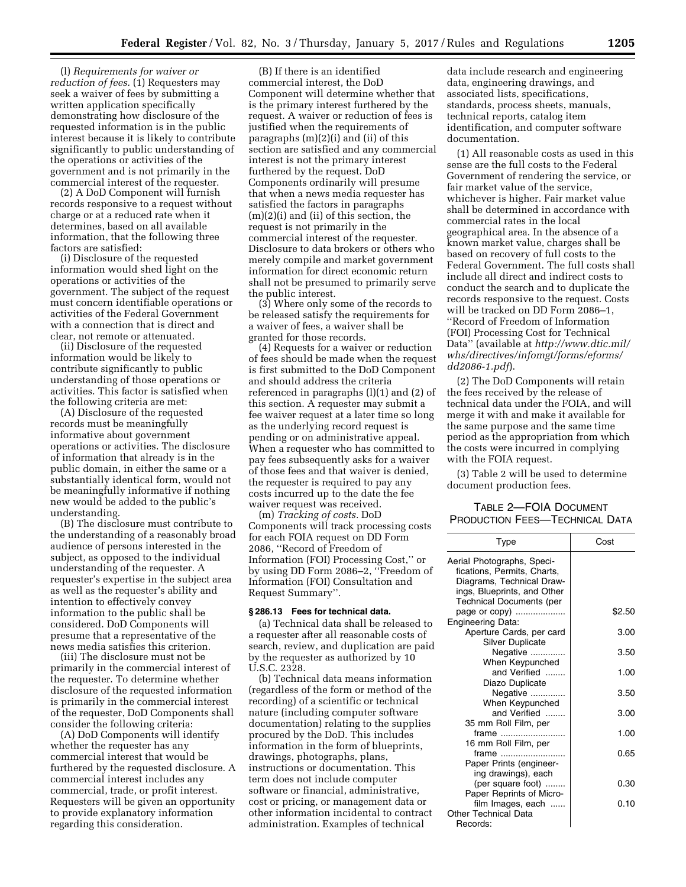(l) *Requirements for waiver or reduction of fees.* (1) Requesters may seek a waiver of fees by submitting a written application specifically demonstrating how disclosure of the requested information is in the public interest because it is likely to contribute significantly to public understanding of the operations or activities of the government and is not primarily in the commercial interest of the requester.

(2) A DoD Component will furnish records responsive to a request without charge or at a reduced rate when it determines, based on all available information, that the following three factors are satisfied:

(i) Disclosure of the requested information would shed light on the operations or activities of the government. The subject of the request must concern identifiable operations or activities of the Federal Government with a connection that is direct and clear, not remote or attenuated.

(ii) Disclosure of the requested information would be likely to contribute significantly to public understanding of those operations or activities. This factor is satisfied when the following criteria are met:

(A) Disclosure of the requested records must be meaningfully informative about government operations or activities. The disclosure of information that already is in the public domain, in either the same or a substantially identical form, would not be meaningfully informative if nothing new would be added to the public's understanding.

(B) The disclosure must contribute to the understanding of a reasonably broad audience of persons interested in the subject, as opposed to the individual understanding of the requester. A requester's expertise in the subject area as well as the requester's ability and intention to effectively convey information to the public shall be considered. DoD Components will presume that a representative of the news media satisfies this criterion.

(iii) The disclosure must not be primarily in the commercial interest of the requester. To determine whether disclosure of the requested information is primarily in the commercial interest of the requester, DoD Components shall consider the following criteria:

(A) DoD Components will identify whether the requester has any commercial interest that would be furthered by the requested disclosure. A commercial interest includes any commercial, trade, or profit interest. Requesters will be given an opportunity to provide explanatory information regarding this consideration.

(B) If there is an identified commercial interest, the DoD Component will determine whether that is the primary interest furthered by the request. A waiver or reduction of fees is justified when the requirements of paragraphs (m)(2)(i) and (ii) of this section are satisfied and any commercial interest is not the primary interest furthered by the request. DoD Components ordinarily will presume that when a news media requester has satisfied the factors in paragraphs (m)(2)(i) and (ii) of this section, the request is not primarily in the commercial interest of the requester. Disclosure to data brokers or others who merely compile and market government information for direct economic return shall not be presumed to primarily serve the public interest.

(3) Where only some of the records to be released satisfy the requirements for a waiver of fees, a waiver shall be granted for those records.

(4) Requests for a waiver or reduction of fees should be made when the request is first submitted to the DoD Component and should address the criteria referenced in paragraphs (l)(1) and (2) of this section. A requester may submit a fee waiver request at a later time so long as the underlying record request is pending or on administrative appeal. When a requester who has committed to pay fees subsequently asks for a waiver of those fees and that waiver is denied, the requester is required to pay any costs incurred up to the date the fee waiver request was received.

(m) *Tracking of costs.* DoD Components will track processing costs for each FOIA request on DD Form 2086, ''Record of Freedom of Information (FOI) Processing Cost,'' or by using DD Form 2086–2, ''Freedom of Information (FOI) Consultation and Request Summary''.

### § 286.13 Fees for technical data.

(a) Technical data shall be released to a requester after all reasonable costs of search, review, and duplication are paid by the requester as authorized by 10 U.S.C. 2328.

(b) Technical data means information (regardless of the form or method of the recording) of a scientific or technical nature (including computer software documentation) relating to the supplies procured by the DoD. This includes information in the form of blueprints, drawings, photographs, plans, instructions or documentation. This term does not include computer software or financial, administrative, cost or pricing, or management data or other information incidental to contract administration. Examples of technical data include research and engineering data, engineering drawings, and associated lists, specifications, standards, process sheets, manuals, technical reports, catalog item identification, and computer software documentation.

(1) All reasonable costs as used in this sense are the full costs to the Federal Government of rendering the service, or fair market value of the service, whichever is higher. Fair market value shall be determined in accordance with commercial rates in the local geographical area. In the absence of a known market value, charges shall be based on recovery of full costs to the Federal Government. The full costs shall include all direct and indirect costs to conduct the search and to duplicate the records responsive to the request. Costs will be tracked on DD Form 2086–1, ''Record of Freedom of Information (FOI) Processing Cost for Technical Data'' (available at *http://www.dtic.mil/whs/directives/infomgt/forms/eforms/dd2086-1.pdf*).

(2) The DoD Components will retain the fees received by the release of technical data under the FOIA, and will merge it with and make it available for the same purpose and the same time period as the appropriation from which the costs were incurred in complying with the FOIA request.

(3) Table 2 will be used to determine document production fees.

TABLE 2—FOIA DOCUMENT PRODUCTION FEES—TECHNICAL DATA

| Type | Cost |
|---|---|
| Aerial Photographs, Specifications, Permits, Charts, Diagrams, Technical Drawings, Blueprints, and Other Technical Documents (per page or copy) | $2.50 |
| Engineering Data: | |
| Aperture Cards, per card | 3.00 |
| Silver Duplicate Negative | 3.50 |
| When Keypunched and Verified | 1.00 |
| Diazo Duplicate Negative | 3.50 |
| When Keypunched and Verified | 3.00 |
| 35 mm Roll Film, per frame | 1.00 |
| 16 mm Roll Film, per frame | 0.65 |
| Paper Prints (engineering drawings), each (per square foot) | 0.30 |
| Paper Reprints of Microfilm Images, each | 0.10 |
| Other Technical Data Records: | |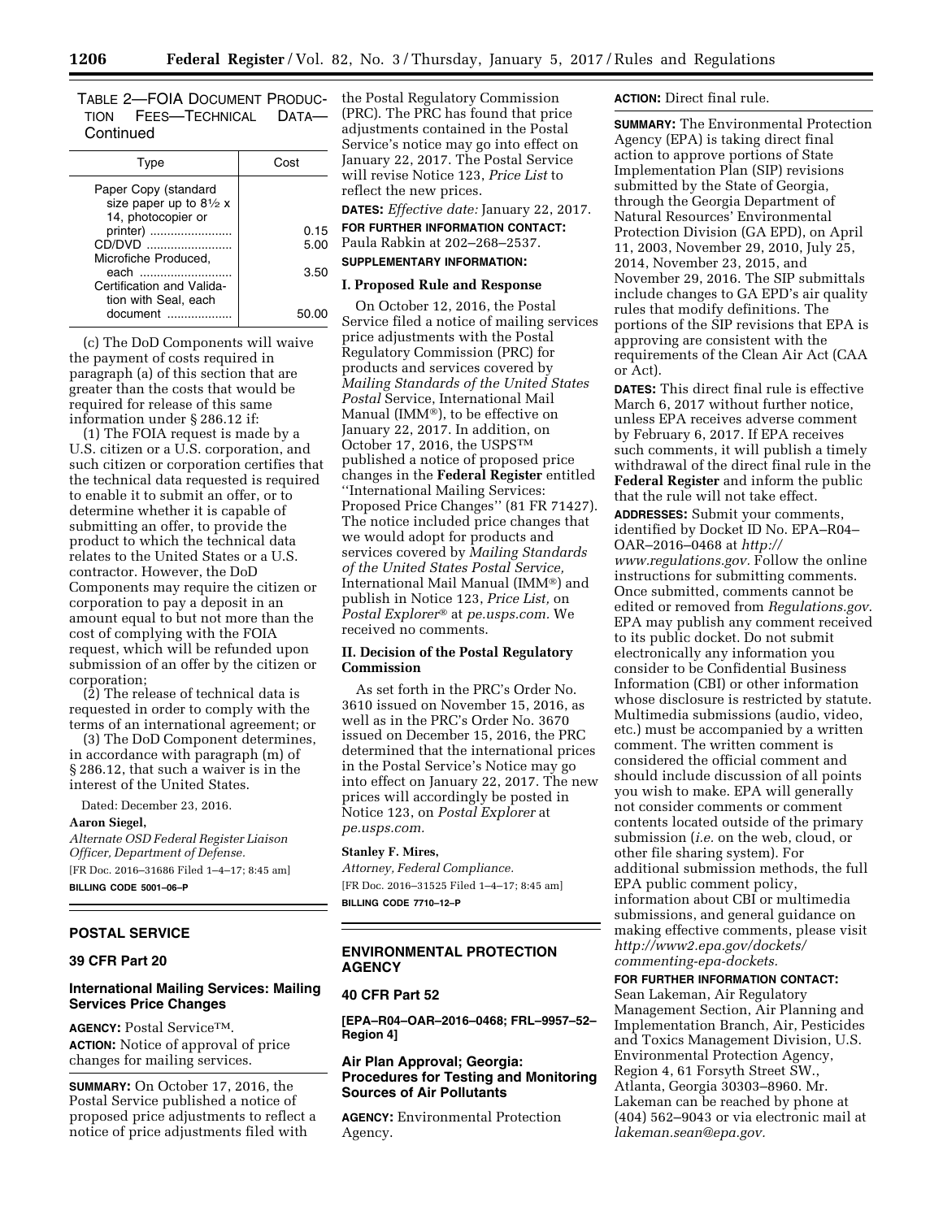TABLE 2—FOIA DOCUMENT PRODUCTION FEES—TECHNICAL DATA—Continued

| Type | Cost |
| --- | --- |
| Paper Copy (standard size paper up to 8½ x 14, photocopier or printer) | 0.15 |
| CD/DVD | 5.00 |
| Microfiche Produced, each | 3.50 |
| Certification and Validation with Seal, each document | 50.00 |

(c) The DoD Components will waive the payment of costs required in paragraph (a) of this section that are greater than the costs that would be required for release of this same information under § 286.12 if:

(1) The FOIA request is made by a U.S. citizen or a U.S. corporation, and such citizen or corporation certifies that the technical data requested is required to enable it to submit an offer, or to determine whether it is capable of submitting an offer, to provide the product to which the technical data relates to the United States or a U.S. contractor. However, the DoD Components may require the citizen or corporation to pay a deposit in an amount equal to but not more than the cost of complying with the FOIA request, which will be refunded upon submission of an offer by the citizen or corporation;

(2) The release of technical data is requested in order to comply with the terms of an international agreement; or

(3) The DoD Component determines, in accordance with paragraph (m) of § 286.12, that such a waiver is in the interest of the United States.

Dated: December 23, 2016.

**Aaron Siegel,**

*Alternate OSD Federal Register Liaison Officer, Department of Defense.*

[FR Doc. 2016–31686 Filed 1–4–17; 8:45 am]

**BILLING CODE 5001–06–P**

## POSTAL SERVICE

### 39 CFR Part 20

### International Mailing Services: Mailing Services Price Changes

**AGENCY:** Postal Service™.

**ACTION:** Notice of approval of price changes for mailing services.

**SUMMARY:** On October 17, 2016, the Postal Service published a notice of proposed price adjustments to reflect a notice of price adjustments filed with the Postal Regulatory Commission (PRC). The PRC has found that price adjustments contained in the Postal Service's notice may go into effect on January 22, 2017. The Postal Service will revise Notice 123, *Price List* to reflect the new prices.

**DATES:** *Effective date:* January 22, 2017.

**FOR FURTHER INFORMATION CONTACT:** Paula Rabkin at 202–268–2537.

**SUPPLEMENTARY INFORMATION:**

#### I. Proposed Rule and Response

On October 12, 2016, the Postal Service filed a notice of mailing services price adjustments with the Postal Regulatory Commission (PRC) for products and services covered by *Mailing Standards of the United States Postal* Service, International Mail Manual (IMM®), to be effective on January 22, 2017. In addition, on October 17, 2016, the USPS™ published a notice of proposed price changes in the **Federal Register** entitled ''International Mailing Services: Proposed Price Changes'' (81 FR 71427). The notice included price changes that we would adopt for products and services covered by *Mailing Standards of the United States Postal Service,* International Mail Manual (IMM®) and publish in Notice 123, *Price List,* on *Postal Explorer*® at *pe.usps.com.* We received no comments.

#### II. Decision of the Postal Regulatory Commission

As set forth in the PRC's Order No. 3610 issued on November 15, 2016, as well as in the PRC's Order No. 3670 issued on December 15, 2016, the PRC determined that the international prices in the Postal Service's Notice may go into effect on January 22, 2017. The new prices will accordingly be posted in Notice 123, on *Postal Explorer* at *pe.usps.com.*

**Stanley F. Mires,**

*Attorney, Federal Compliance.*

[FR Doc. 2016–31525 Filed 1–4–17; 8:45 am]

**BILLING CODE 7710–12–P**

## ENVIRONMENTAL PROTECTION AGENCY

### 40 CFR Part 52

**[EPA–R04–OAR–2016–0468; FRL–9957–52–Region 4]**

### Air Plan Approval; Georgia: Procedures for Testing and Monitoring Sources of Air Pollutants

**AGENCY:** Environmental Protection Agency.

**ACTION:** Direct final rule.

**SUMMARY:** The Environmental Protection Agency (EPA) is taking direct final action to approve portions of State Implementation Plan (SIP) revisions submitted by the State of Georgia, through the Georgia Department of Natural Resources' Environmental Protection Division (GA EPD), on April 11, 2003, November 29, 2010, July 25, 2014, November 23, 2015, and November 29, 2016. The SIP submittals include changes to GA EPD's air quality rules that modify definitions. The portions of the SIP revisions that EPA is approving are consistent with the requirements of the Clean Air Act (CAA or Act).

**DATES:** This direct final rule is effective March 6, 2017 without further notice, unless EPA receives adverse comment by February 6, 2017. If EPA receives such comments, it will publish a timely withdrawal of the direct final rule in the **Federal Register** and inform the public that the rule will not take effect.

**ADDRESSES:** Submit your comments, identified by Docket ID No. EPA–R04–OAR–2016–0468 at *http://www.regulations.gov.* Follow the online instructions for submitting comments. Once submitted, comments cannot be edited or removed from *Regulations.gov*. EPA may publish any comment received to its public docket. Do not submit electronically any information you consider to be Confidential Business Information (CBI) or other information whose disclosure is restricted by statute. Multimedia submissions (audio, video, etc.) must be accompanied by a written comment. The written comment is considered the official comment and should include discussion of all points you wish to make. EPA will generally not consider comments or comment contents located outside of the primary submission (*i.e.* on the web, cloud, or other file sharing system). For additional submission methods, the full EPA public comment policy, information about CBI or multimedia submissions, and general guidance on making effective comments, please visit *http://www2.epa.gov/dockets/commenting-epa-dockets.*

**FOR FURTHER INFORMATION CONTACT:** Sean Lakeman, Air Regulatory Management Section, Air Planning and Implementation Branch, Air, Pesticides and Toxics Management Division, U.S. Environmental Protection Agency, Region 4, 61 Forsyth Street SW., Atlanta, Georgia 30303–8960. Mr. Lakeman can be reached by phone at (404) 562–9043 or via electronic mail at *lakeman.sean@epa.gov.*